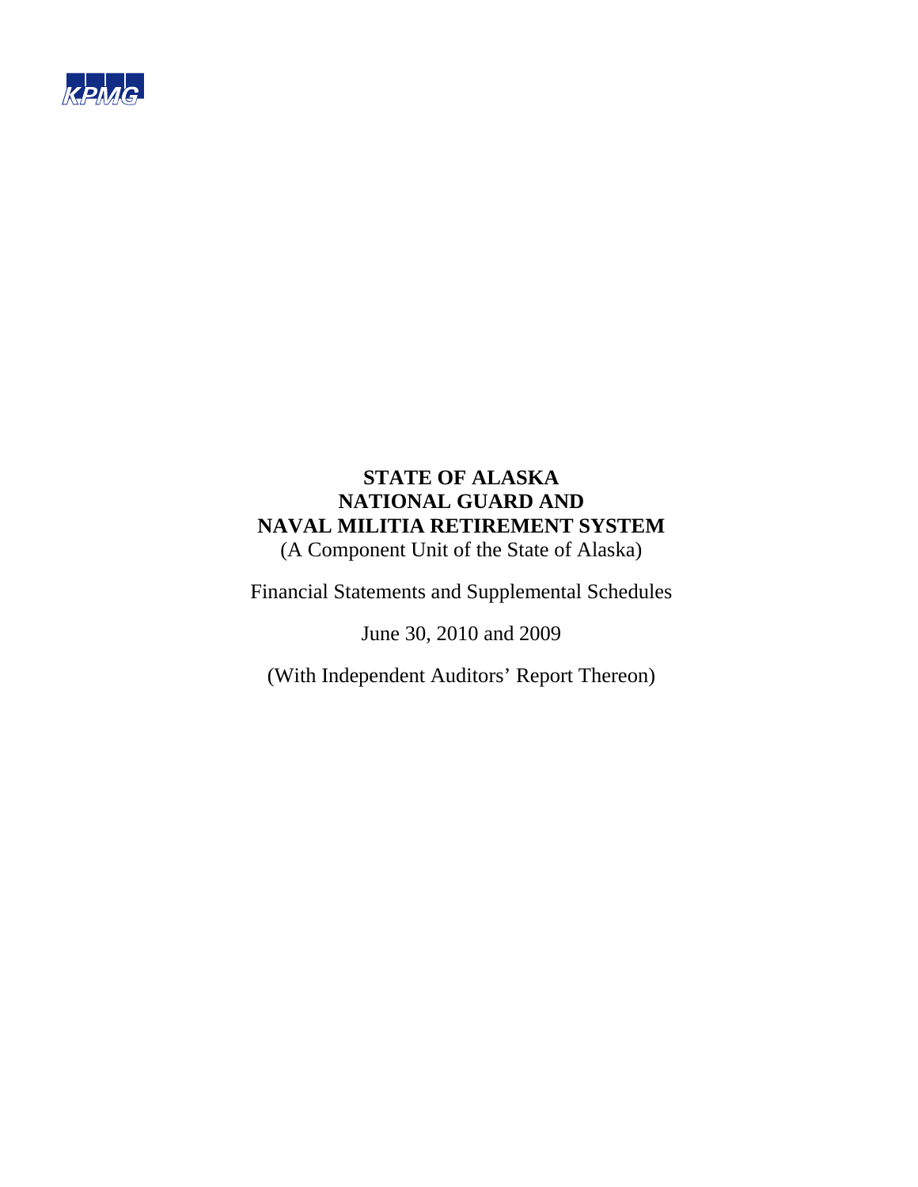KPMG

# STATE OF ALASKA
# NATIONAL GUARD AND
# NAVAL MILITIA RETIREMENT SYSTEM

(A Component Unit of the State of Alaska)

Financial Statements and Supplemental Schedules

June 30, 2010 and 2009

(With Independent Auditors' Report Thereon)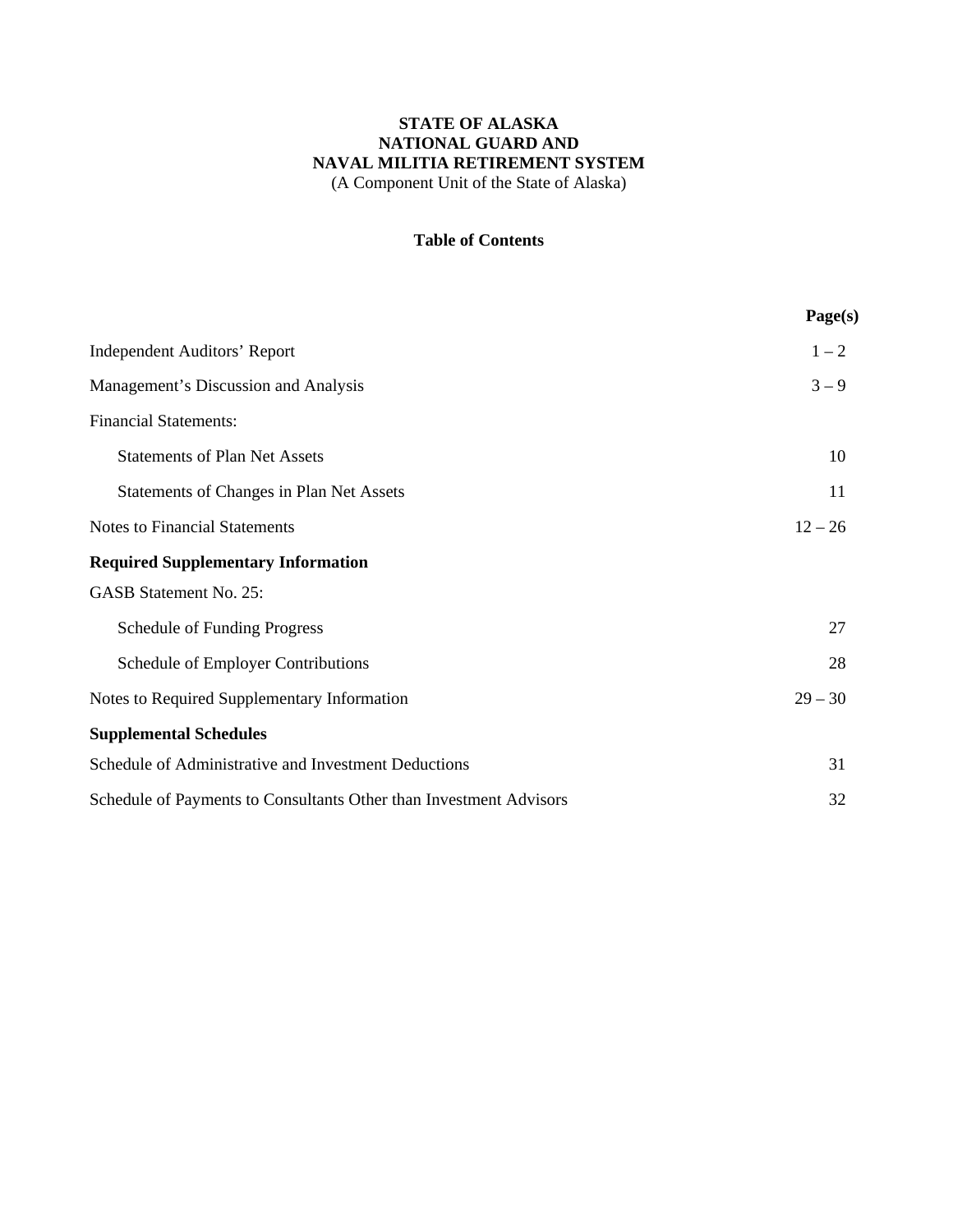**STATE OF ALASKA**
**NATIONAL GUARD AND**
**NAVAL MILITIA RETIREMENT SYSTEM**
(A Component Unit of the State of Alaska)

**Table of Contents**

| | Page(s) |
|---|---|
| Independent Auditors' Report | 1 – 2 |
| Management's Discussion and Analysis | 3 – 9 |
| Financial Statements: | |
| Statements of Plan Net Assets | 10 |
| Statements of Changes in Plan Net Assets | 11 |
| Notes to Financial Statements | 12 – 26 |
| **Required Supplementary Information** | |
| GASB Statement No. 25: | |
| Schedule of Funding Progress | 27 |
| Schedule of Employer Contributions | 28 |
| Notes to Required Supplementary Information | 29 – 30 |
| **Supplemental Schedules** | |
| Schedule of Administrative and Investment Deductions | 31 |
| Schedule of Payments to Consultants Other than Investment Advisors | 32 |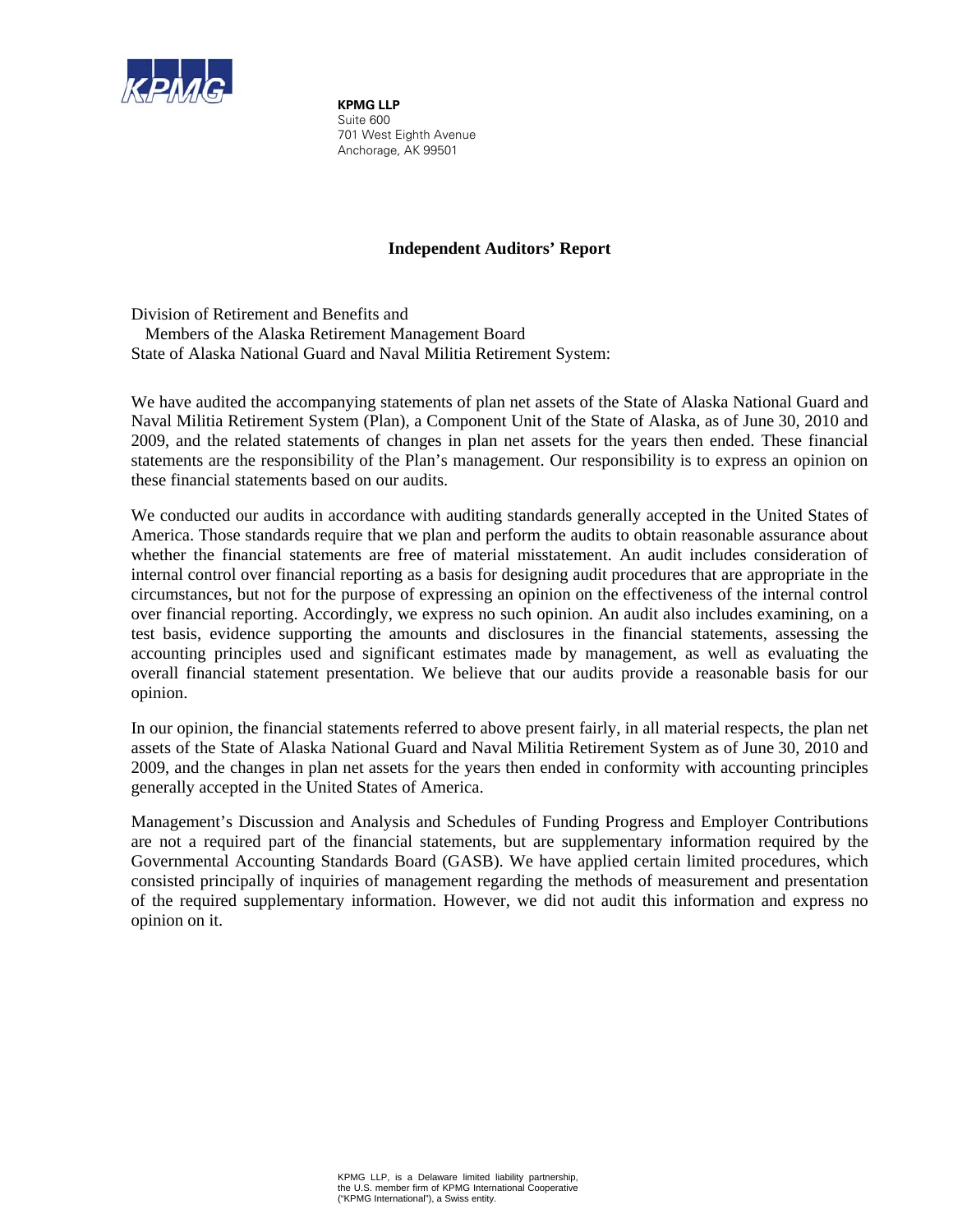**KPMG LLP**
Suite 600
701 West Eighth Avenue
Anchorage, AK 99501

## Independent Auditors' Report

Division of Retirement and Benefits and
Members of the Alaska Retirement Management Board
State of Alaska National Guard and Naval Militia Retirement System:

We have audited the accompanying statements of plan net assets of the State of Alaska National Guard and Naval Militia Retirement System (Plan), a Component Unit of the State of Alaska, as of June 30, 2010 and 2009, and the related statements of changes in plan net assets for the years then ended. These financial statements are the responsibility of the Plan's management. Our responsibility is to express an opinion on these financial statements based on our audits.

We conducted our audits in accordance with auditing standards generally accepted in the United States of America. Those standards require that we plan and perform the audits to obtain reasonable assurance about whether the financial statements are free of material misstatement. An audit includes consideration of internal control over financial reporting as a basis for designing audit procedures that are appropriate in the circumstances, but not for the purpose of expressing an opinion on the effectiveness of the internal control over financial reporting. Accordingly, we express no such opinion. An audit also includes examining, on a test basis, evidence supporting the amounts and disclosures in the financial statements, assessing the accounting principles used and significant estimates made by management, as well as evaluating the overall financial statement presentation. We believe that our audits provide a reasonable basis for our opinion.

In our opinion, the financial statements referred to above present fairly, in all material respects, the plan net assets of the State of Alaska National Guard and Naval Militia Retirement System as of June 30, 2010 and 2009, and the changes in plan net assets for the years then ended in conformity with accounting principles generally accepted in the United States of America.

Management's Discussion and Analysis and Schedules of Funding Progress and Employer Contributions are not a required part of the financial statements, but are supplementary information required by the Governmental Accounting Standards Board (GASB). We have applied certain limited procedures, which consisted principally of inquiries of management regarding the methods of measurement and presentation of the required supplementary information. However, we did not audit this information and express no opinion on it.

KPMG LLP, is a Delaware limited liability partnership, the U.S. member firm of KPMG International Cooperative ("KPMG International"), a Swiss entity.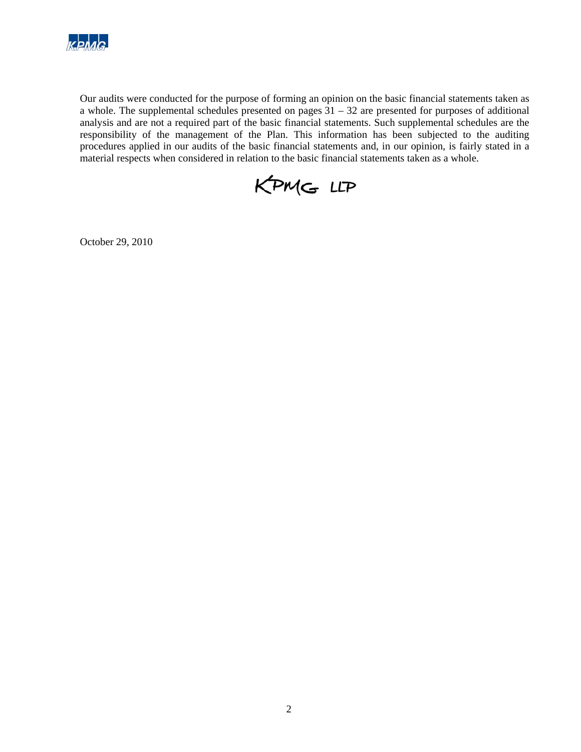Our audits were conducted for the purpose of forming an opinion on the basic financial statements taken as a whole. The supplemental schedules presented on pages 31 – 32 are presented for purposes of additional analysis and are not a required part of the basic financial statements. Such supplemental schedules are the responsibility of the management of the Plan. This information has been subjected to the auditing procedures applied in our audits of the basic financial statements and, in our opinion, is fairly stated in a material respects when considered in relation to the basic financial statements taken as a whole.

KPMG LLP

October 29, 2010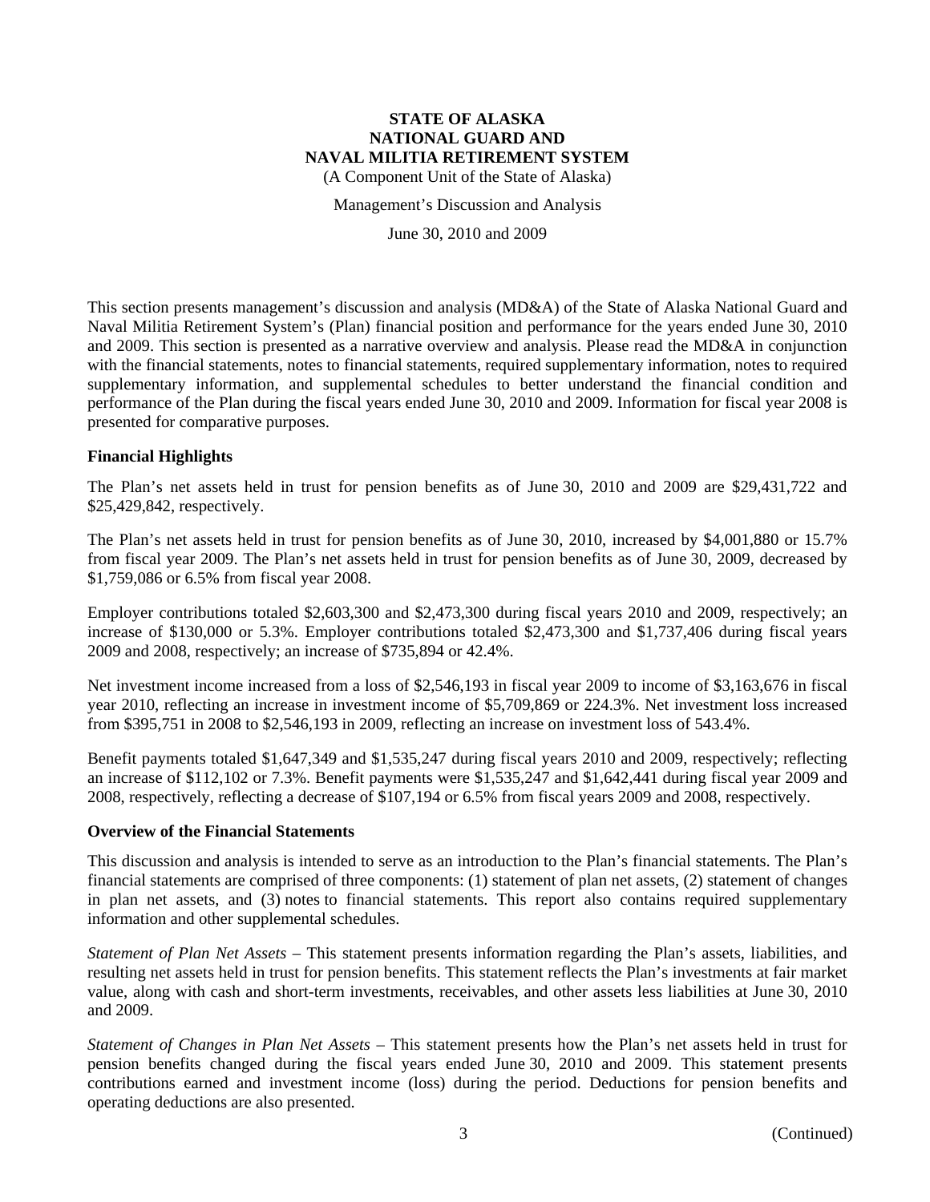# STATE OF ALASKA
# NATIONAL GUARD AND
# NAVAL MILITIA RETIREMENT SYSTEM

(A Component Unit of the State of Alaska)

Management's Discussion and Analysis

June 30, 2010 and 2009

This section presents management's discussion and analysis (MD&A) of the State of Alaska National Guard and Naval Militia Retirement System's (Plan) financial position and performance for the years ended June 30, 2010 and 2009. This section is presented as a narrative overview and analysis. Please read the MD&A in conjunction with the financial statements, notes to financial statements, required supplementary information, notes to required supplementary information, and supplemental schedules to better understand the financial condition and performance of the Plan during the fiscal years ended June 30, 2010 and 2009. Information for fiscal year 2008 is presented for comparative purposes.

## Financial Highlights

The Plan's net assets held in trust for pension benefits as of June 30, 2010 and 2009 are $29,431,722 and $25,429,842, respectively.

The Plan's net assets held in trust for pension benefits as of June 30, 2010, increased by $4,001,880 or 15.7% from fiscal year 2009. The Plan's net assets held in trust for pension benefits as of June 30, 2009, decreased by $1,759,086 or 6.5% from fiscal year 2008.

Employer contributions totaled $2,603,300 and $2,473,300 during fiscal years 2010 and 2009, respectively; an increase of $130,000 or 5.3%. Employer contributions totaled $2,473,300 and $1,737,406 during fiscal years 2009 and 2008, respectively; an increase of $735,894 or 42.4%.

Net investment income increased from a loss of $2,546,193 in fiscal year 2009 to income of $3,163,676 in fiscal year 2010, reflecting an increase in investment income of $5,709,869 or 224.3%. Net investment loss increased from $395,751 in 2008 to $2,546,193 in 2009, reflecting an increase on investment loss of 543.4%.

Benefit payments totaled $1,647,349 and $1,535,247 during fiscal years 2010 and 2009, respectively; reflecting an increase of $112,102 or 7.3%. Benefit payments were $1,535,247 and $1,642,441 during fiscal year 2009 and 2008, respectively, reflecting a decrease of $107,194 or 6.5% from fiscal years 2009 and 2008, respectively.

## Overview of the Financial Statements

This discussion and analysis is intended to serve as an introduction to the Plan's financial statements. The Plan's financial statements are comprised of three components: (1) statement of plan net assets, (2) statement of changes in plan net assets, and (3) notes to financial statements. This report also contains required supplementary information and other supplemental schedules.

*Statement of Plan Net Assets* – This statement presents information regarding the Plan's assets, liabilities, and resulting net assets held in trust for pension benefits. This statement reflects the Plan's investments at fair market value, along with cash and short-term investments, receivables, and other assets less liabilities at June 30, 2010 and 2009.

*Statement of Changes in Plan Net Assets* – This statement presents how the Plan's net assets held in trust for pension benefits changed during the fiscal years ended June 30, 2010 and 2009. This statement presents contributions earned and investment income (loss) during the period. Deductions for pension benefits and operating deductions are also presented.

(Continued)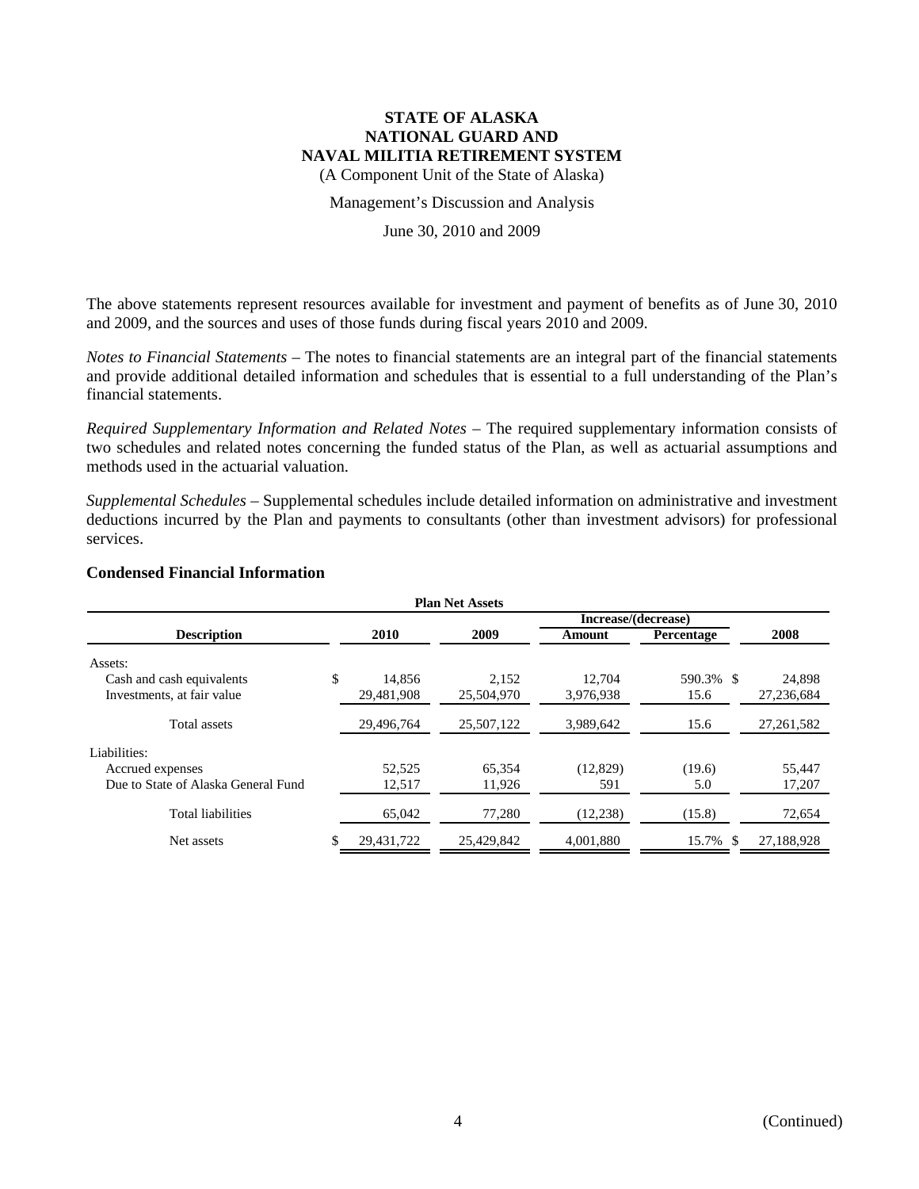# STATE OF ALASKA
# NATIONAL GUARD AND
# NAVAL MILITIA RETIREMENT SYSTEM

(A Component Unit of the State of Alaska)

Management's Discussion and Analysis

June 30, 2010 and 2009

The above statements represent resources available for investment and payment of benefits as of June 30, 2010 and 2009, and the sources and uses of those funds during fiscal years 2010 and 2009.

*Notes to Financial Statements* – The notes to financial statements are an integral part of the financial statements and provide additional detailed information and schedules that is essential to a full understanding of the Plan's financial statements.

*Required Supplementary Information and Related Notes* – The required supplementary information consists of two schedules and related notes concerning the funded status of the Plan, as well as actuarial assumptions and methods used in the actuarial valuation.

*Supplemental Schedules* – Supplemental schedules include detailed information on administrative and investment deductions incurred by the Plan and payments to consultants (other than investment advisors) for professional services.

## Condensed Financial Information

**Plan Net Assets**

| Description | 2010 | 2009 | Increase/(decrease) Amount | Increase/(decrease) Percentage | 2008 |
|---|---|---|---|---|---|
| Assets: | | | | | |
| Cash and cash equivalents | $ 14,856 | 2,152 | 12,704 | 590.3% | $ 24,898 |
| Investments, at fair value | 29,481,908 | 25,504,970 | 3,976,938 | 15.6 | 27,236,684 |
| Total assets | 29,496,764 | 25,507,122 | 3,989,642 | 15.6 | 27,261,582 |
| Liabilities: | | | | | |
| Accrued expenses | 52,525 | 65,354 | (12,829) | (19.6) | 55,447 |
| Due to State of Alaska General Fund | 12,517 | 11,926 | 591 | 5.0 | 17,207 |
| Total liabilities | 65,042 | 77,280 | (12,238) | (15.8) | 72,654 |
| Net assets | $ 29,431,722 | 25,429,842 | 4,001,880 | 15.7% | $ 27,188,928 |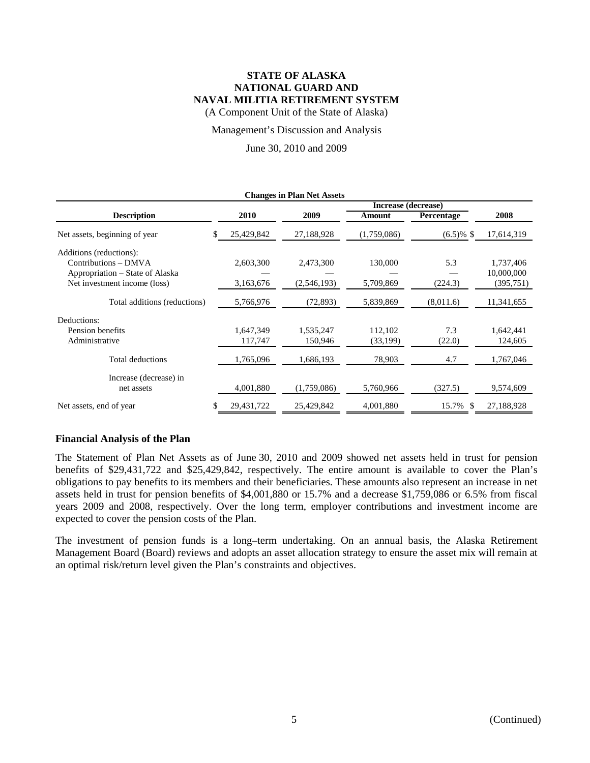**STATE OF ALASKA**
**NATIONAL GUARD AND**
**NAVAL MILITIA RETIREMENT SYSTEM**
(A Component Unit of the State of Alaska)

Management's Discussion and Analysis

June 30, 2010 and 2009

**Changes in Plan Net Assets**

| Description | 2010 | 2009 | Increase (decrease) Amount | Increase (decrease) Percentage | 2008 |
|---|---|---|---|---|---|
| Net assets, beginning of year | $ 25,429,842 | 27,188,928 | (1,759,086) | (6.5)% | $ 17,614,319 |
| Additions (reductions): | | | | | |
| Contributions – DMVA | 2,603,300 | 2,473,300 | 130,000 | 5.3 | 1,737,406 |
| Appropriation – State of Alaska | — | — | — | — | 10,000,000 |
| Net investment income (loss) | 3,163,676 | (2,546,193) | 5,709,869 | (224.3) | (395,751) |
| Total additions (reductions) | 5,766,976 | (72,893) | 5,839,869 | (8,011.6) | 11,341,655 |
| Deductions: | | | | | |
| Pension benefits | 1,647,349 | 1,535,247 | 112,102 | 7.3 | 1,642,441 |
| Administrative | 117,747 | 150,946 | (33,199) | (22.0) | 124,605 |
| Total deductions | 1,765,096 | 1,686,193 | 78,903 | 4.7 | 1,767,046 |
| Increase (decrease) in net assets | 4,001,880 | (1,759,086) | 5,760,966 | (327.5) | 9,574,609 |
| Net assets, end of year | $ 29,431,722 | 25,429,842 | 4,001,880 | 15.7% | $ 27,188,928 |

## Financial Analysis of the Plan

The Statement of Plan Net Assets as of June 30, 2010 and 2009 showed net assets held in trust for pension benefits of $29,431,722 and $25,429,842, respectively. The entire amount is available to cover the Plan's obligations to pay benefits to its members and their beneficiaries. These amounts also represent an increase in net assets held in trust for pension benefits of $4,001,880 or 15.7% and a decrease $1,759,086 or 6.5% from fiscal years 2009 and 2008, respectively. Over the long term, employer contributions and investment income are expected to cover the pension costs of the Plan.

The investment of pension funds is a long–term undertaking. On an annual basis, the Alaska Retirement Management Board (Board) reviews and adopts an asset allocation strategy to ensure the asset mix will remain at an optimal risk/return level given the Plan's constraints and objectives.

(Continued)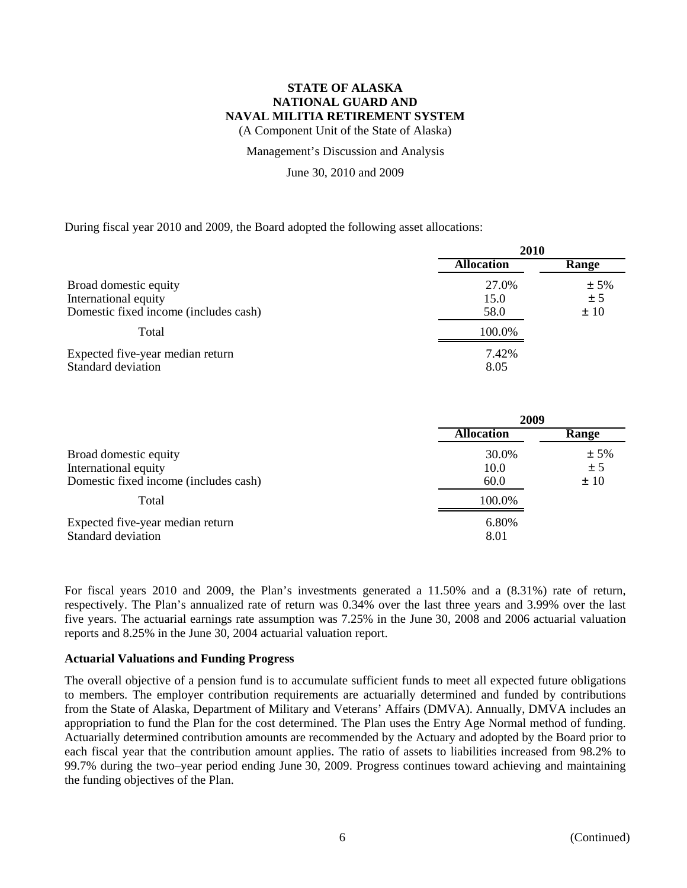During fiscal year 2010 and 2009, the Board adopted the following asset allocations:

| | 2010 | |
|---|---|---|
| | **Allocation** | **Range** |
| Broad domestic equity | 27.0% | ± 5% |
| International equity | 15.0 | ± 5 |
| Domestic fixed income (includes cash) | 58.0 | ± 10 |
| Total | 100.0% | |
| Expected five-year median return | 7.42% | |
| Standard deviation | 8.05 | |

| | 2009 | |
|---|---|---|
| | **Allocation** | **Range** |
| Broad domestic equity | 30.0% | ± 5% |
| International equity | 10.0 | ± 5 |
| Domestic fixed income (includes cash) | 60.0 | ± 10 |
| Total | 100.0% | |
| Expected five-year median return | 6.80% | |
| Standard deviation | 8.01 | |

For fiscal years 2010 and 2009, the Plan's investments generated a 11.50% and a (8.31%) rate of return, respectively. The Plan's annualized rate of return was 0.34% over the last three years and 3.99% over the last five years. The actuarial earnings rate assumption was 7.25% in the June 30, 2008 and 2006 actuarial valuation reports and 8.25% in the June 30, 2004 actuarial valuation report.

**Actuarial Valuations and Funding Progress**

The overall objective of a pension fund is to accumulate sufficient funds to meet all expected future obligations to members. The employer contribution requirements are actuarially determined and funded by contributions from the State of Alaska, Department of Military and Veterans' Affairs (DMVA). Annually, DMVA includes an appropriation to fund the Plan for the cost determined. The Plan uses the Entry Age Normal method of funding. Actuarially determined contribution amounts are recommended by the Actuary and adopted by the Board prior to each fiscal year that the contribution amount applies. The ratio of assets to liabilities increased from 98.2% to 99.7% during the two–year period ending June 30, 2009. Progress continues toward achieving and maintaining the funding objectives of the Plan.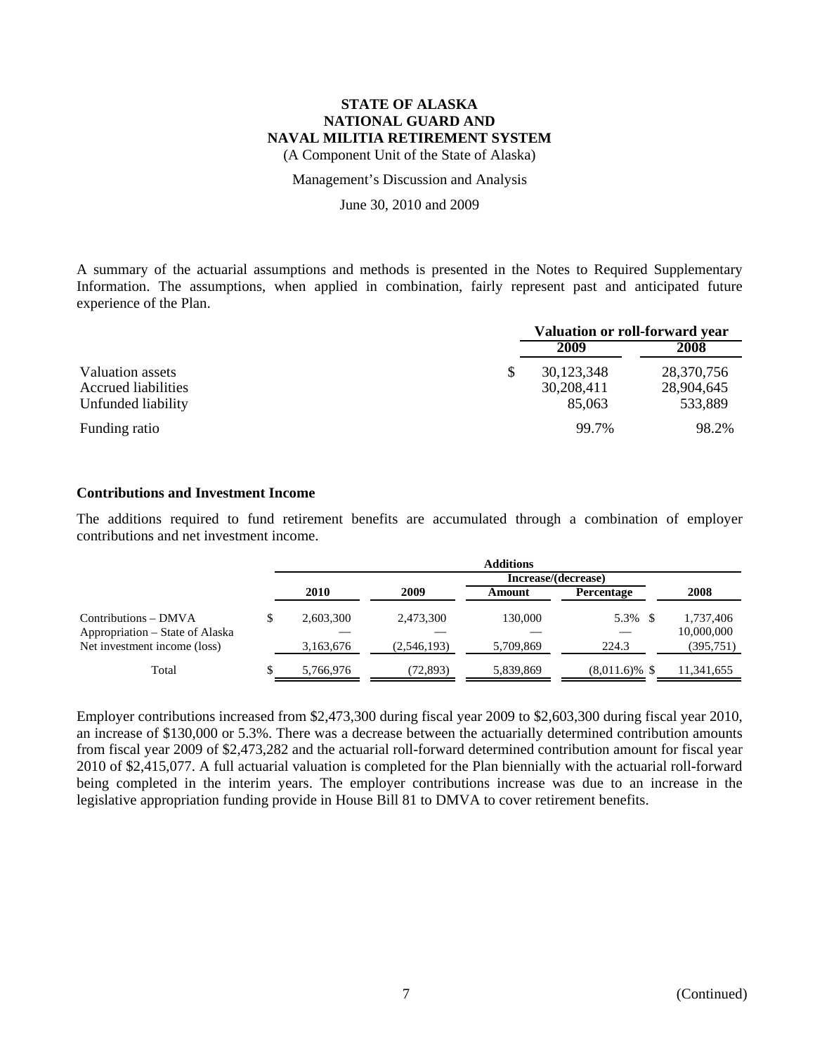A summary of the actuarial assumptions and methods is presented in the Notes to Required Supplementary Information. The assumptions, when applied in combination, fairly represent past and anticipated future experience of the Plan.

| | Valuation or roll-forward year | |
|---|---|---|
| | 2009 | 2008 |
| Valuation assets | $ 30,123,348 | 28,370,756 |
| Accrued liabilities | 30,208,411 | 28,904,645 |
| Unfunded liability | 85,063 | 533,889 |
| Funding ratio | 99.7% | 98.2% |

### Contributions and Investment Income

The additions required to fund retirement benefits are accumulated through a combination of employer contributions and net investment income.

| | Additions | | | | |
|---|---|---|---|---|---|
| | | | Increase/(decrease) | | |
| | 2010 | 2009 | Amount | Percentage | 2008 |
| Contributions – DMVA | $ 2,603,300 | 2,473,300 | 130,000 | 5.3% | $ 1,737,406 |
| Appropriation – State of Alaska | — | — | — | — | 10,000,000 |
| Net investment income (loss) | 3,163,676 | (2,546,193) | 5,709,869 | 224.3 | (395,751) |
| Total | $ 5,766,976 | (72,893) | 5,839,869 | (8,011.6)% | $ 11,341,655 |

Employer contributions increased from $2,473,300 during fiscal year 2009 to $2,603,300 during fiscal year 2010, an increase of $130,000 or 5.3%. There was a decrease between the actuarially determined contribution amounts from fiscal year 2009 of $2,473,282 and the actuarial roll-forward determined contribution amount for fiscal year 2010 of $2,415,077. A full actuarial valuation is completed for the Plan biennially with the actuarial roll-forward being completed in the interim years. The employer contributions increase was due to an increase in the legislative appropriation funding provide in House Bill 81 to DMVA to cover retirement benefits.

(Continued)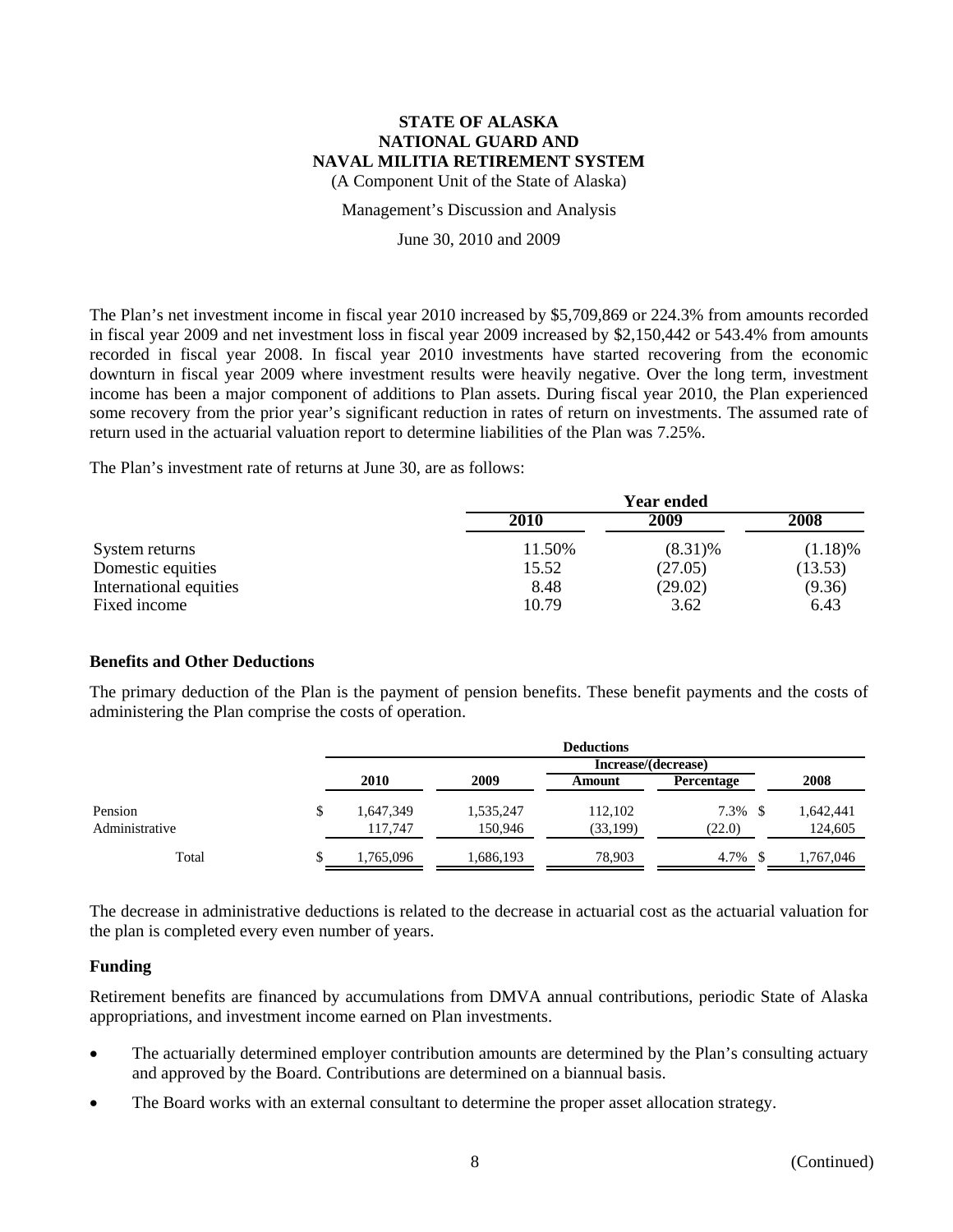The Plan's net investment income in fiscal year 2010 increased by $5,709,869 or 224.3% from amounts recorded in fiscal year 2009 and net investment loss in fiscal year 2009 increased by $2,150,442 or 543.4% from amounts recorded in fiscal year 2008. In fiscal year 2010 investments have started recovering from the economic downturn in fiscal year 2009 where investment results were heavily negative. Over the long term, investment income has been a major component of additions to Plan assets. During fiscal year 2010, the Plan experienced some recovery from the prior year's significant reduction in rates of return on investments. The assumed rate of return used in the actuarial valuation report to determine liabilities of the Plan was 7.25%.

The Plan's investment rate of returns at June 30, are as follows:

| | Year ended | | |
|---|---|---|---|
| | 2010 | 2009 | 2008 |
| System returns | 11.50% | (8.31)% | (1.18)% |
| Domestic equities | 15.52 | (27.05) | (13.53) |
| International equities | 8.48 | (29.02) | (9.36) |
| Fixed income | 10.79 | 3.62 | 6.43 |

### Benefits and Other Deductions

The primary deduction of the Plan is the payment of pension benefits. These benefit payments and the costs of administering the Plan comprise the costs of operation.

| | Deductions | | | | |
|---|---|---|---|---|---|
| | | | Increase/(decrease) | | |
| | 2010 | 2009 | Amount | Percentage | 2008 |
| Pension | $ 1,647,349 | 1,535,247 | 112,102 | 7.3% | $ 1,642,441 |
| Administrative | 117,747 | 150,946 | (33,199) | (22.0) | 124,605 |
| Total | $ 1,765,096 | 1,686,193 | 78,903 | 4.7% | $ 1,767,046 |

The decrease in administrative deductions is related to the decrease in actuarial cost as the actuarial valuation for the plan is completed every even number of years.

### Funding

Retirement benefits are financed by accumulations from DMVA annual contributions, periodic State of Alaska appropriations, and investment income earned on Plan investments.

- The actuarially determined employer contribution amounts are determined by the Plan's consulting actuary and approved by the Board. Contributions are determined on a biannual basis.
- The Board works with an external consultant to determine the proper asset allocation strategy.

(Continued)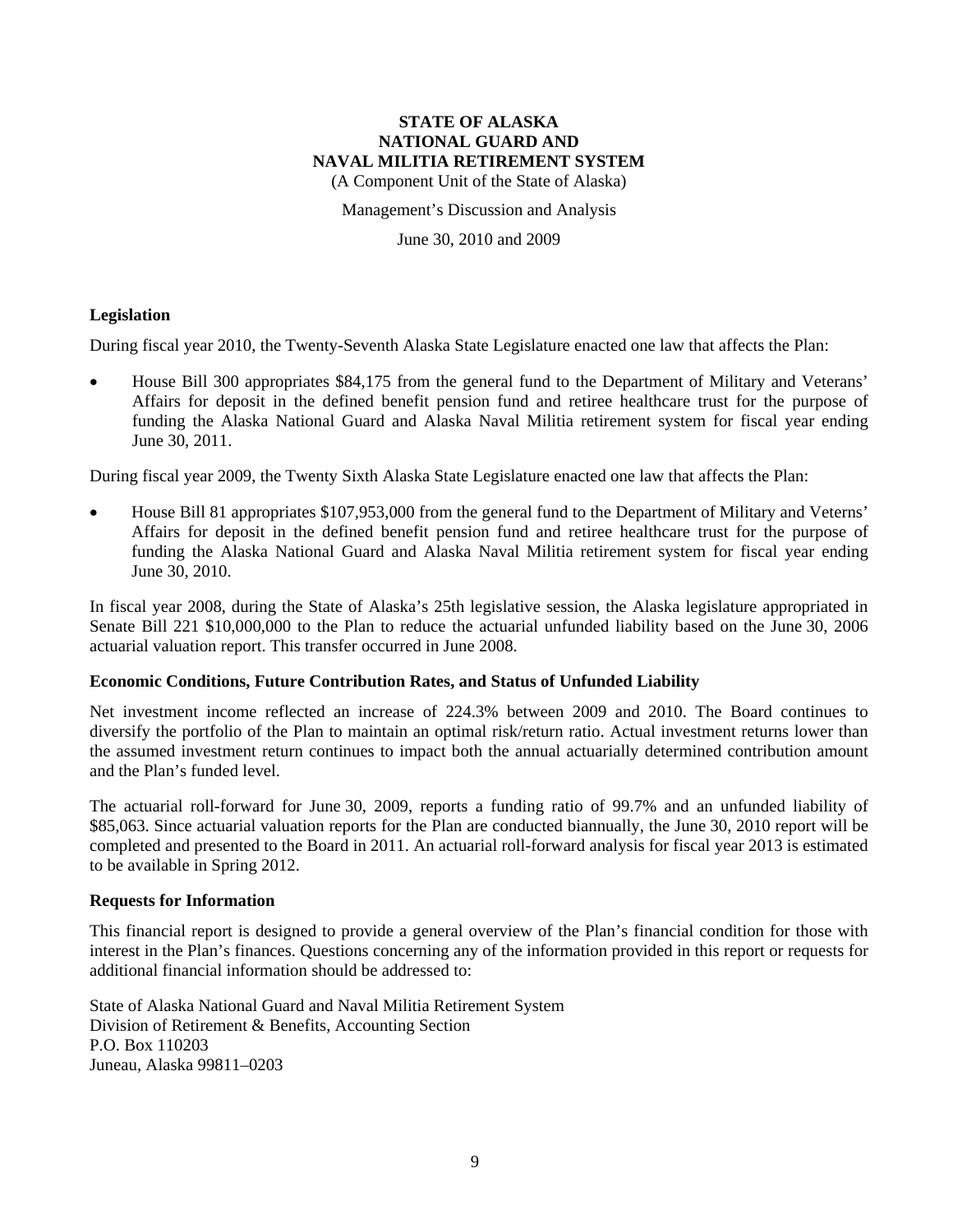# STATE OF ALASKA
# NATIONAL GUARD AND
# NAVAL MILITIA RETIREMENT SYSTEM

(A Component Unit of the State of Alaska)

Management's Discussion and Analysis

June 30, 2010 and 2009

**Legislation**

During fiscal year 2010, the Twenty-Seventh Alaska State Legislature enacted one law that affects the Plan:

- House Bill 300 appropriates $84,175 from the general fund to the Department of Military and Veterans' Affairs for deposit in the defined benefit pension fund and retiree healthcare trust for the purpose of funding the Alaska National Guard and Alaska Naval Militia retirement system for fiscal year ending June 30, 2011.

During fiscal year 2009, the Twenty Sixth Alaska State Legislature enacted one law that affects the Plan:

- House Bill 81 appropriates $107,953,000 from the general fund to the Department of Military and Veterns' Affairs for deposit in the defined benefit pension fund and retiree healthcare trust for the purpose of funding the Alaska National Guard and Alaska Naval Militia retirement system for fiscal year ending June 30, 2010.

In fiscal year 2008, during the State of Alaska's 25th legislative session, the Alaska legislature appropriated in Senate Bill 221 $10,000,000 to the Plan to reduce the actuarial unfunded liability based on the June 30, 2006 actuarial valuation report. This transfer occurred in June 2008.

**Economic Conditions, Future Contribution Rates, and Status of Unfunded Liability**

Net investment income reflected an increase of 224.3% between 2009 and 2010. The Board continues to diversify the portfolio of the Plan to maintain an optimal risk/return ratio. Actual investment returns lower than the assumed investment return continues to impact both the annual actuarially determined contribution amount and the Plan's funded level.

The actuarial roll-forward for June 30, 2009, reports a funding ratio of 99.7% and an unfunded liability of $85,063. Since actuarial valuation reports for the Plan are conducted biannually, the June 30, 2010 report will be completed and presented to the Board in 2011. An actuarial roll-forward analysis for fiscal year 2013 is estimated to be available in Spring 2012.

**Requests for Information**

This financial report is designed to provide a general overview of the Plan's financial condition for those with interest in the Plan's finances. Questions concerning any of the information provided in this report or requests for additional financial information should be addressed to:

State of Alaska National Guard and Naval Militia Retirement System
Division of Retirement & Benefits, Accounting Section
P.O. Box 110203
Juneau, Alaska 99811–0203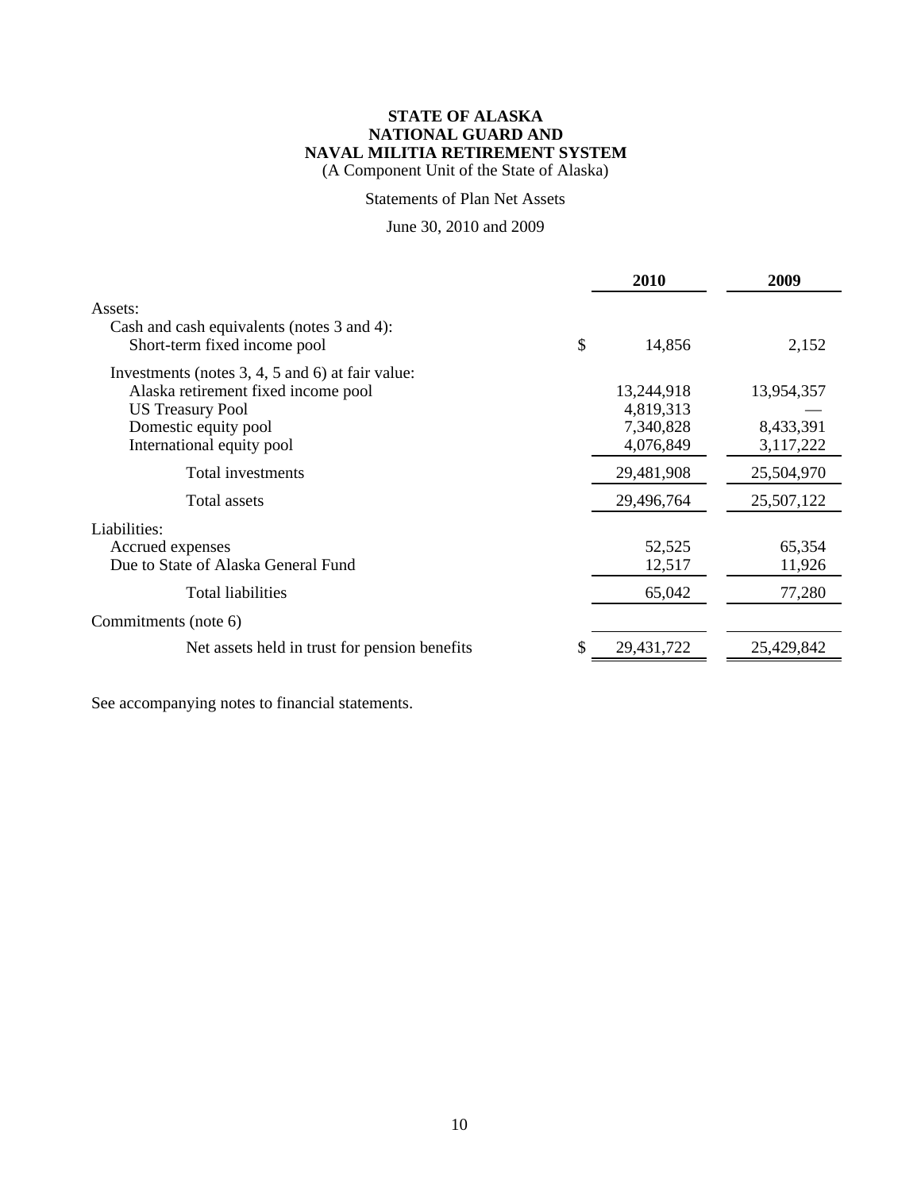**STATE OF ALASKA**
**NATIONAL GUARD AND**
**NAVAL MILITIA RETIREMENT SYSTEM**
(A Component Unit of the State of Alaska)

Statements of Plan Net Assets

June 30, 2010 and 2009

| | 2010 | 2009 |
|---|---|---|
| Assets: | | |
| Cash and cash equivalents (notes 3 and 4): | | |
| Short-term fixed income pool | $ 14,856 | 2,152 |
| Investments (notes 3, 4, 5 and 6) at fair value: | | |
| Alaska retirement fixed income pool | 13,244,918 | 13,954,357 |
| US Treasury Pool | 4,819,313 | — |
| Domestic equity pool | 7,340,828 | 8,433,391 |
| International equity pool | 4,076,849 | 3,117,222 |
| Total investments | 29,481,908 | 25,504,970 |
| Total assets | 29,496,764 | 25,507,122 |
| Liabilities: | | |
| Accrued expenses | 52,525 | 65,354 |
| Due to State of Alaska General Fund | 12,517 | 11,926 |
| Total liabilities | 65,042 | 77,280 |
| Commitments (note 6) | | |
| Net assets held in trust for pension benefits | $ 29,431,722 | 25,429,842 |

See accompanying notes to financial statements.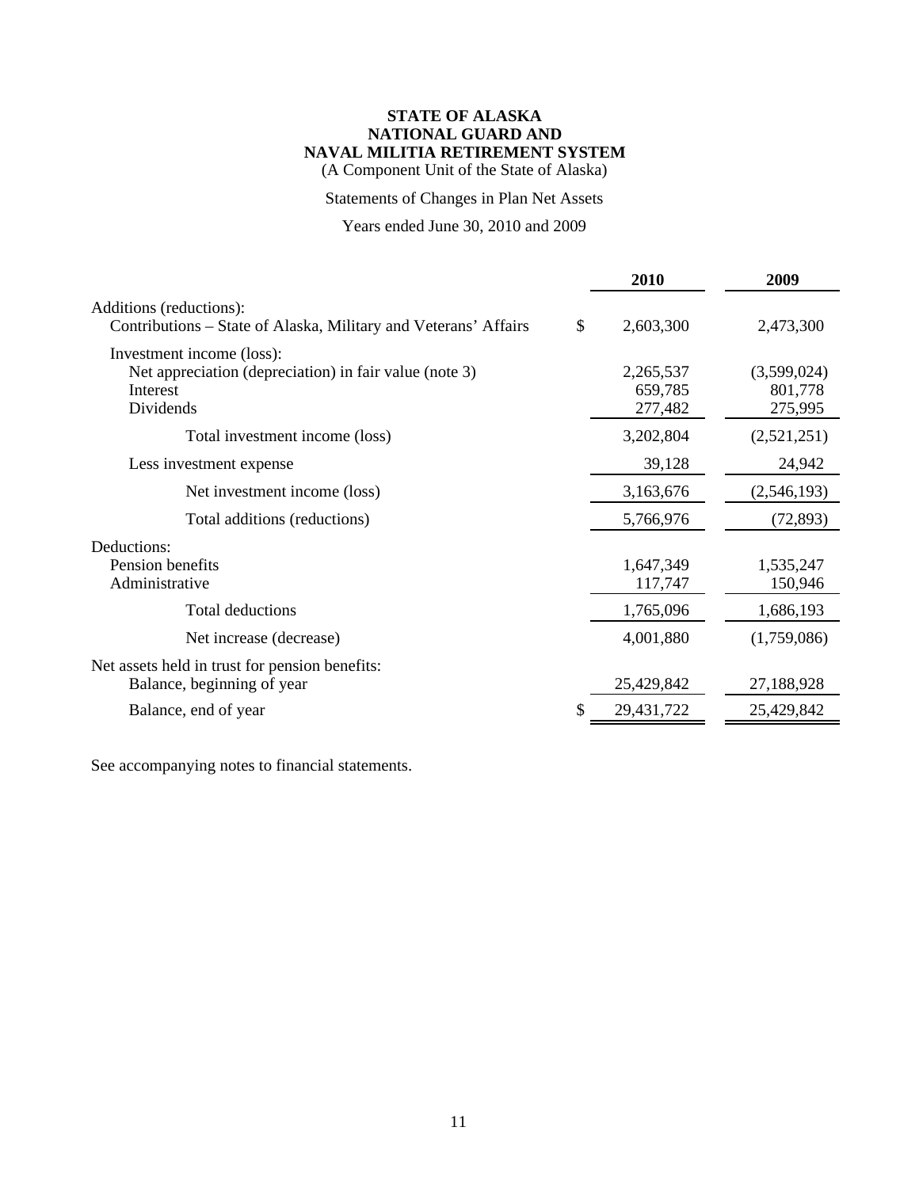**STATE OF ALASKA**
**NATIONAL GUARD AND**
**NAVAL MILITIA RETIREMENT SYSTEM**
(A Component Unit of the State of Alaska)

Statements of Changes in Plan Net Assets

Years ended June 30, 2010 and 2009

| | 2010 | 2009 |
|---|---|---|
| Additions (reductions): | | |
| Contributions – State of Alaska, Military and Veterans' Affairs | $ 2,603,300 | 2,473,300 |
| Investment income (loss): | | |
| Net appreciation (depreciation) in fair value (note 3) | 2,265,537 | (3,599,024) |
| Interest | 659,785 | 801,778 |
| Dividends | 277,482 | 275,995 |
| Total investment income (loss) | 3,202,804 | (2,521,251) |
| Less investment expense | 39,128 | 24,942 |
| Net investment income (loss) | 3,163,676 | (2,546,193) |
| Total additions (reductions) | 5,766,976 | (72,893) |
| Deductions: | | |
| Pension benefits | 1,647,349 | 1,535,247 |
| Administrative | 117,747 | 150,946 |
| Total deductions | 1,765,096 | 1,686,193 |
| Net increase (decrease) | 4,001,880 | (1,759,086) |
| Net assets held in trust for pension benefits: | | |
| Balance, beginning of year | 25,429,842 | 27,188,928 |
| Balance, end of year | $ 29,431,722 | 25,429,842 |

See accompanying notes to financial statements.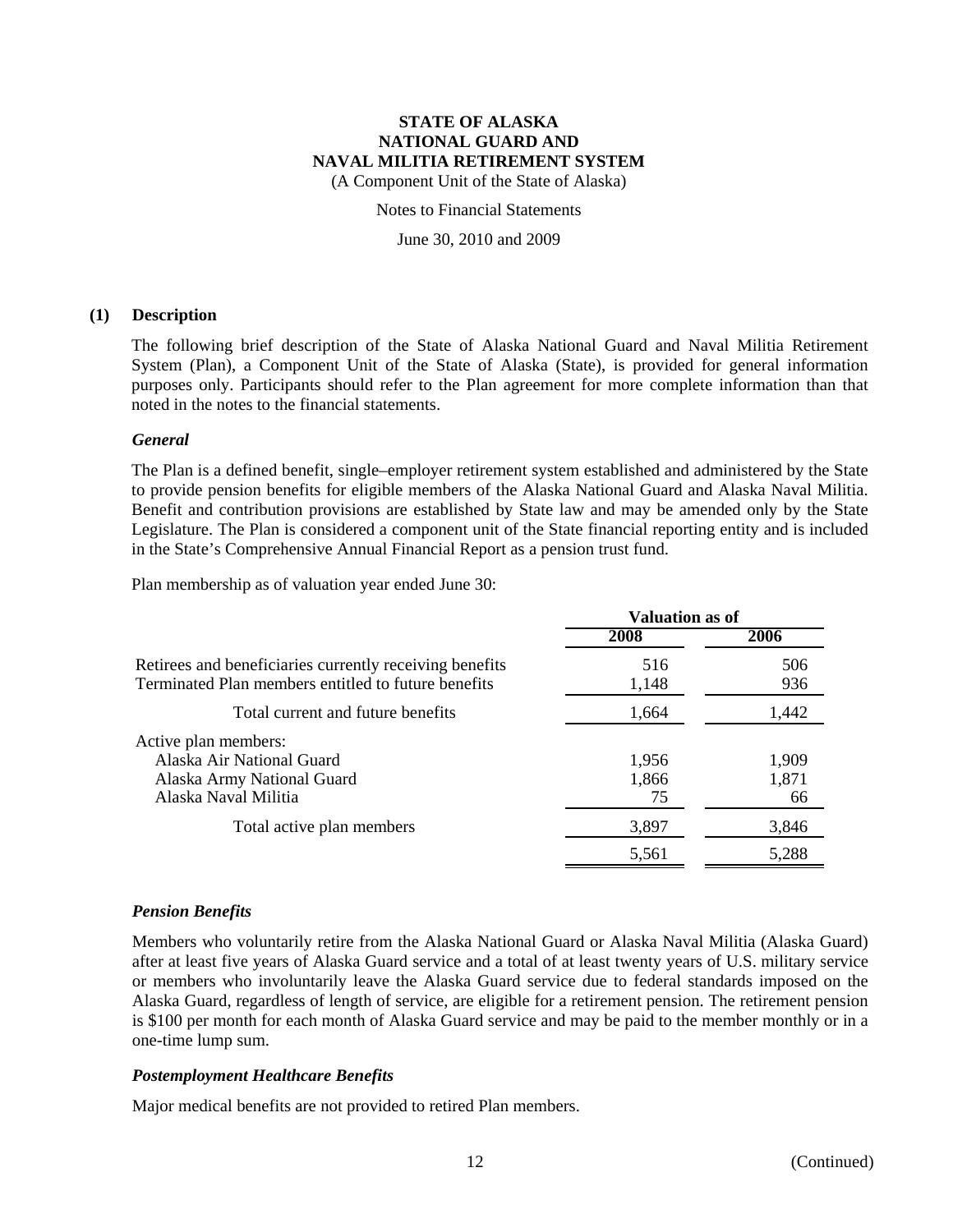# STATE OF ALASKA
# NATIONAL GUARD AND
# NAVAL MILITIA RETIREMENT SYSTEM

(A Component Unit of the State of Alaska)

Notes to Financial Statements

June 30, 2010 and 2009

## (1) Description

The following brief description of the State of Alaska National Guard and Naval Militia Retirement System (Plan), a Component Unit of the State of Alaska (State), is provided for general information purposes only. Participants should refer to the Plan agreement for more complete information than that noted in the notes to the financial statements.

### *General*

The Plan is a defined benefit, single–employer retirement system established and administered by the State to provide pension benefits for eligible members of the Alaska National Guard and Alaska Naval Militia. Benefit and contribution provisions are established by State law and may be amended only by the State Legislature. The Plan is considered a component unit of the State financial reporting entity and is included in the State's Comprehensive Annual Financial Report as a pension trust fund.

Plan membership as of valuation year ended June 30:

| | Valuation as of | |
|---|---|---|
| | 2008 | 2006 |
| Retirees and beneficiaries currently receiving benefits | 516 | 506 |
| Terminated Plan members entitled to future benefits | 1,148 | 936 |
| Total current and future benefits | 1,664 | 1,442 |
| Active plan members: | | |
| Alaska Air National Guard | 1,956 | 1,909 |
| Alaska Army National Guard | 1,866 | 1,871 |
| Alaska Naval Militia | 75 | 66 |
| Total active plan members | 3,897 | 3,846 |
| | 5,561 | 5,288 |

### *Pension Benefits*

Members who voluntarily retire from the Alaska National Guard or Alaska Naval Militia (Alaska Guard) after at least five years of Alaska Guard service and a total of at least twenty years of U.S. military service or members who involuntarily leave the Alaska Guard service due to federal standards imposed on the Alaska Guard, regardless of length of service, are eligible for a retirement pension. The retirement pension is $100 per month for each month of Alaska Guard service and may be paid to the member monthly or in a one-time lump sum.

### *Postemployment Healthcare Benefits*

Major medical benefits are not provided to retired Plan members.

(Continued)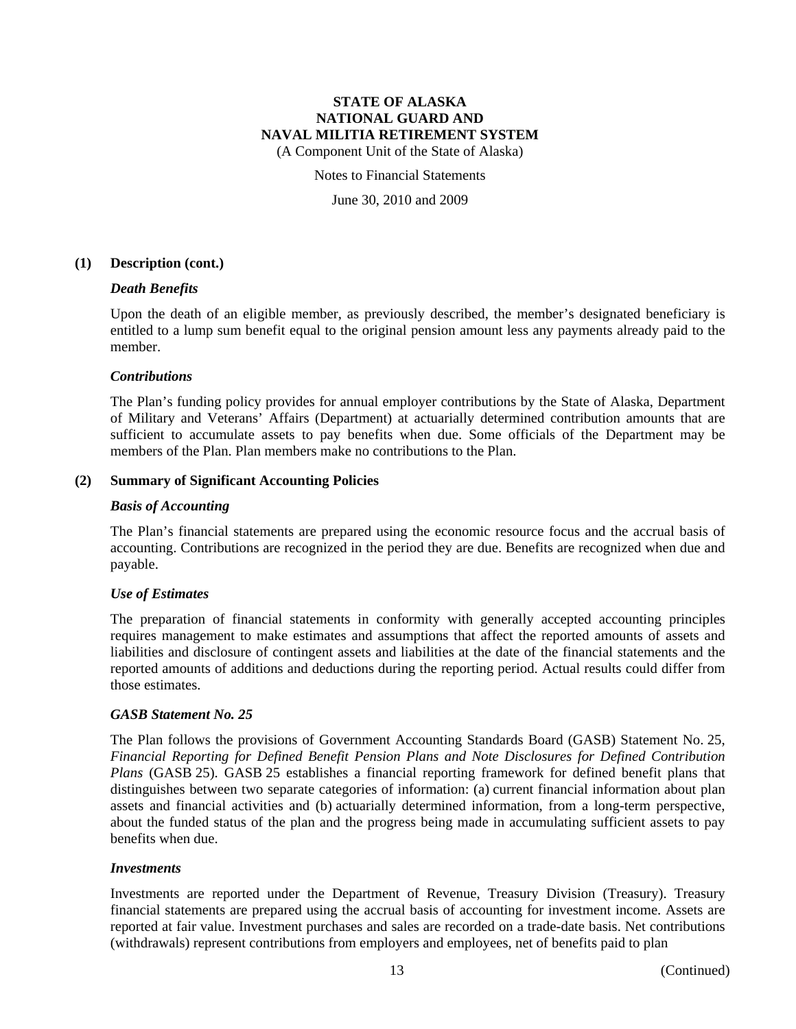## (1) Description (cont.)

### *Death Benefits*

Upon the death of an eligible member, as previously described, the member's designated beneficiary is entitled to a lump sum benefit equal to the original pension amount less any payments already paid to the member.

### *Contributions*

The Plan's funding policy provides for annual employer contributions by the State of Alaska, Department of Military and Veterans' Affairs (Department) at actuarially determined contribution amounts that are sufficient to accumulate assets to pay benefits when due. Some officials of the Department may be members of the Plan. Plan members make no contributions to the Plan.

## (2) Summary of Significant Accounting Policies

### *Basis of Accounting*

The Plan's financial statements are prepared using the economic resource focus and the accrual basis of accounting. Contributions are recognized in the period they are due. Benefits are recognized when due and payable.

### *Use of Estimates*

The preparation of financial statements in conformity with generally accepted accounting principles requires management to make estimates and assumptions that affect the reported amounts of assets and liabilities and disclosure of contingent assets and liabilities at the date of the financial statements and the reported amounts of additions and deductions during the reporting period. Actual results could differ from those estimates.

### *GASB Statement No. 25*

The Plan follows the provisions of Government Accounting Standards Board (GASB) Statement No. 25, *Financial Reporting for Defined Benefit Pension Plans and Note Disclosures for Defined Contribution Plans* (GASB 25). GASB 25 establishes a financial reporting framework for defined benefit plans that distinguishes between two separate categories of information: (a) current financial information about plan assets and financial activities and (b) actuarially determined information, from a long-term perspective, about the funded status of the plan and the progress being made in accumulating sufficient assets to pay benefits when due.

### *Investments*

Investments are reported under the Department of Revenue, Treasury Division (Treasury). Treasury financial statements are prepared using the accrual basis of accounting for investment income. Assets are reported at fair value. Investment purchases and sales are recorded on a trade-date basis. Net contributions (withdrawals) represent contributions from employers and employees, net of benefits paid to plan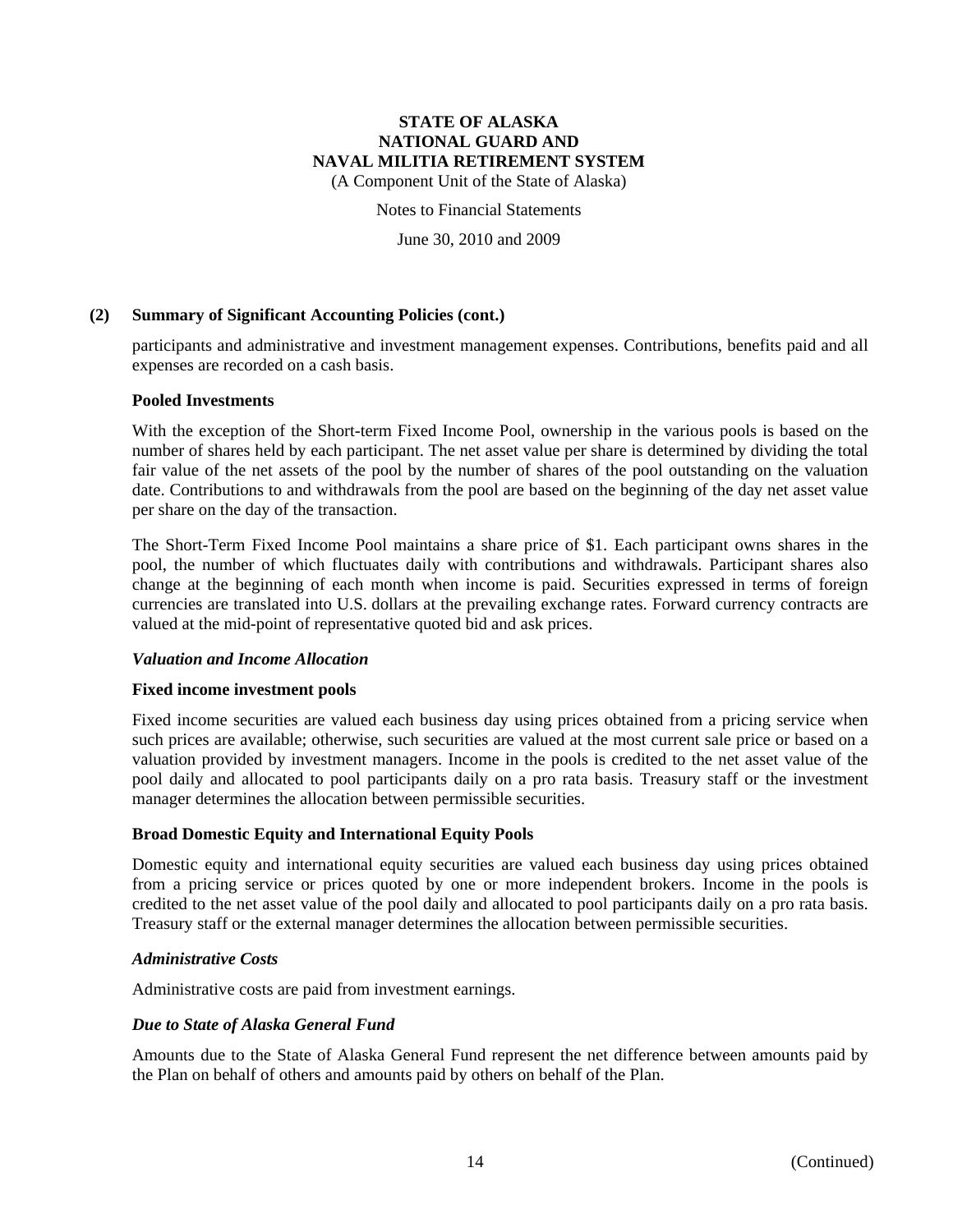## (2) Summary of Significant Accounting Policies (cont.)

participants and administrative and investment management expenses. Contributions, benefits paid and all expenses are recorded on a cash basis.

**Pooled Investments**

With the exception of the Short-term Fixed Income Pool, ownership in the various pools is based on the number of shares held by each participant. The net asset value per share is determined by dividing the total fair value of the net assets of the pool by the number of shares of the pool outstanding on the valuation date. Contributions to and withdrawals from the pool are based on the beginning of the day net asset value per share on the day of the transaction.

The Short-Term Fixed Income Pool maintains a share price of $1. Each participant owns shares in the pool, the number of which fluctuates daily with contributions and withdrawals. Participant shares also change at the beginning of each month when income is paid. Securities expressed in terms of foreign currencies are translated into U.S. dollars at the prevailing exchange rates. Forward currency contracts are valued at the mid-point of representative quoted bid and ask prices.

***Valuation and Income Allocation***

**Fixed income investment pools**

Fixed income securities are valued each business day using prices obtained from a pricing service when such prices are available; otherwise, such securities are valued at the most current sale price or based on a valuation provided by investment managers. Income in the pools is credited to the net asset value of the pool daily and allocated to pool participants daily on a pro rata basis. Treasury staff or the investment manager determines the allocation between permissible securities.

**Broad Domestic Equity and International Equity Pools**

Domestic equity and international equity securities are valued each business day using prices obtained from a pricing service or prices quoted by one or more independent brokers. Income in the pools is credited to the net asset value of the pool daily and allocated to pool participants daily on a pro rata basis. Treasury staff or the external manager determines the allocation between permissible securities.

***Administrative Costs***

Administrative costs are paid from investment earnings.

***Due to State of Alaska General Fund***

Amounts due to the State of Alaska General Fund represent the net difference between amounts paid by the Plan on behalf of others and amounts paid by others on behalf of the Plan.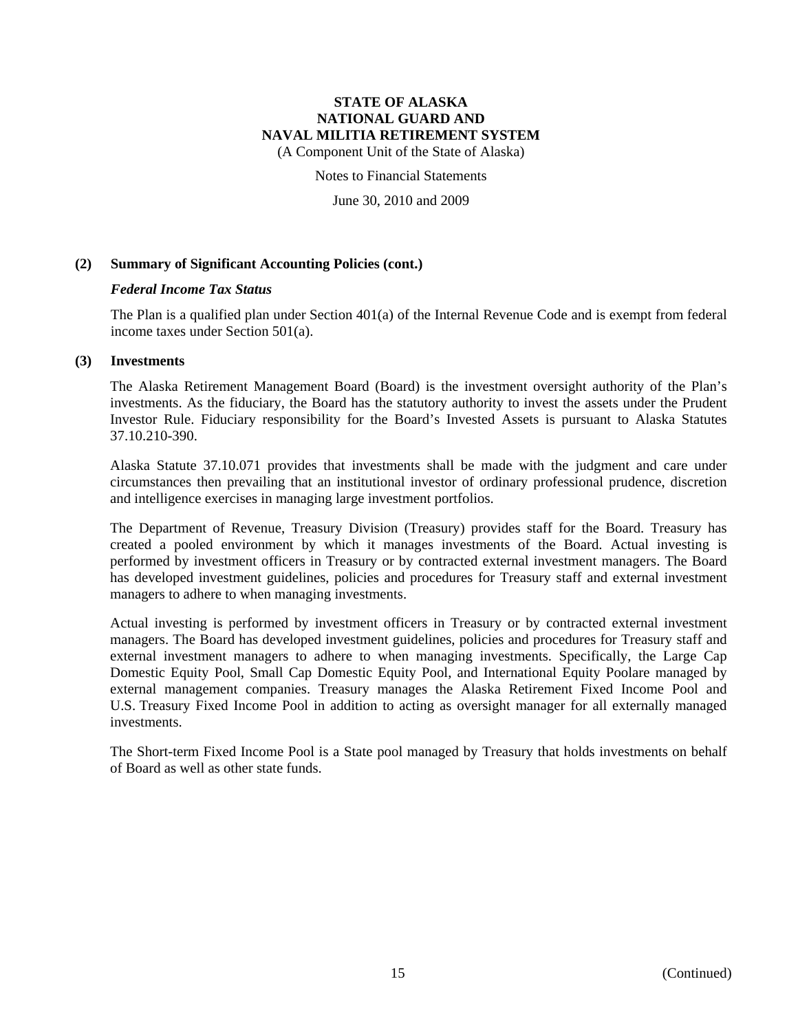## (2) Summary of Significant Accounting Policies (cont.)

### *Federal Income Tax Status*

The Plan is a qualified plan under Section 401(a) of the Internal Revenue Code and is exempt from federal income taxes under Section 501(a).

## (3) Investments

The Alaska Retirement Management Board (Board) is the investment oversight authority of the Plan's investments. As the fiduciary, the Board has the statutory authority to invest the assets under the Prudent Investor Rule. Fiduciary responsibility for the Board's Invested Assets is pursuant to Alaska Statutes 37.10.210-390.

Alaska Statute 37.10.071 provides that investments shall be made with the judgment and care under circumstances then prevailing that an institutional investor of ordinary professional prudence, discretion and intelligence exercises in managing large investment portfolios.

The Department of Revenue, Treasury Division (Treasury) provides staff for the Board. Treasury has created a pooled environment by which it manages investments of the Board. Actual investing is performed by investment officers in Treasury or by contracted external investment managers. The Board has developed investment guidelines, policies and procedures for Treasury staff and external investment managers to adhere to when managing investments.

Actual investing is performed by investment officers in Treasury or by contracted external investment managers. The Board has developed investment guidelines, policies and procedures for Treasury staff and external investment managers to adhere to when managing investments. Specifically, the Large Cap Domestic Equity Pool, Small Cap Domestic Equity Pool, and International Equity Poolare managed by external management companies. Treasury manages the Alaska Retirement Fixed Income Pool and U.S. Treasury Fixed Income Pool in addition to acting as oversight manager for all externally managed investments.

The Short-term Fixed Income Pool is a State pool managed by Treasury that holds investments on behalf of Board as well as other state funds.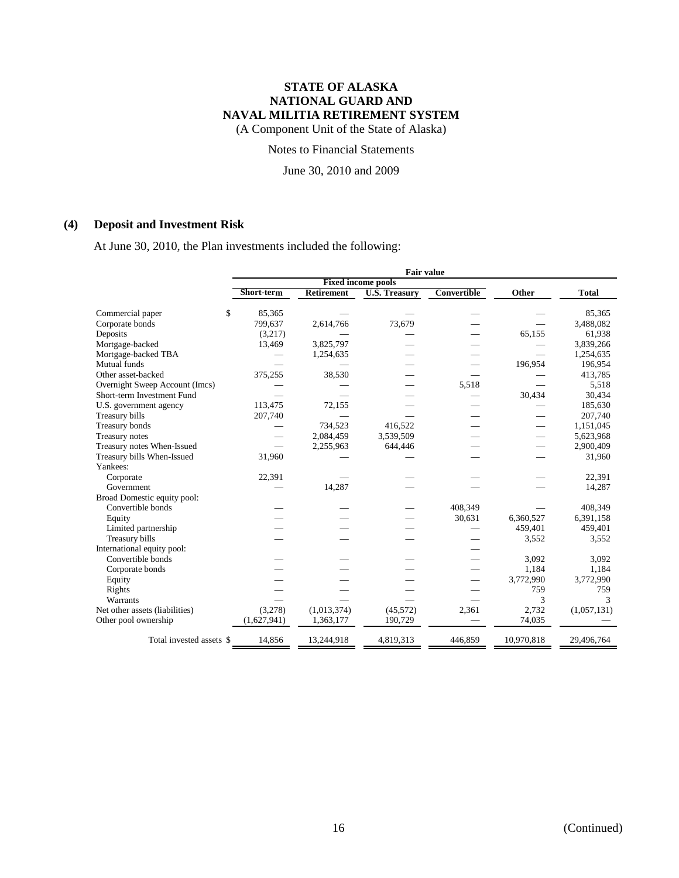# STATE OF ALASKA
# NATIONAL GUARD AND
# NAVAL MILITIA RETIREMENT SYSTEM
(A Component Unit of the State of Alaska)

Notes to Financial Statements

June 30, 2010 and 2009

## (4) Deposit and Investment Risk

At June 30, 2010, the Plan investments included the following:

| | Fair value | | | | | |
|---|---|---|---|---|---|---|
| | Fixed income pools | | | | | |
| | Short-term | Retirement | U.S. Treasury | Convertible | Other | Total |
| Commercial paper | $ 85,365 | — | — | — | — | 85,365 |
| Corporate bonds | 799,637 | 2,614,766 | 73,679 | — | — | 3,488,082 |
| Deposits | (3,217) | — | — | — | 65,155 | 61,938 |
| Mortgage-backed | 13,469 | 3,825,797 | — | — | — | 3,839,266 |
| Mortgage-backed TBA | — | 1,254,635 | — | — | — | 1,254,635 |
| Mutual funds | — | — | — | — | 196,954 | 196,954 |
| Other asset-backed | 375,255 | 38,530 | — | — | — | 413,785 |
| Overnight Sweep Account (Imcs) | — | — | — | 5,518 | — | 5,518 |
| Short-term Investment Fund | — | — | — | — | 30,434 | 30,434 |
| U.S. government agency | 113,475 | 72,155 | — | — | — | 185,630 |
| Treasury bills | 207,740 | — | — | — | — | 207,740 |
| Treasury bonds | — | 734,523 | 416,522 | — | — | 1,151,045 |
| Treasury notes | — | 2,084,459 | 3,539,509 | — | — | 5,623,968 |
| Treasury notes When-Issued | — | 2,255,963 | 644,446 | — | — | 2,900,409 |
| Treasury bills When-Issued | 31,960 | — | — | — | — | 31,960 |
| Yankees: | | | | | | |
| Corporate | 22,391 | — | — | — | — | 22,391 |
| Government | — | 14,287 | — | — | — | 14,287 |
| Broad Domestic equity pool: | | | | | | |
| Convertible bonds | — | — | — | 408,349 | — | 408,349 |
| Equity | — | — | — | 30,631 | 6,360,527 | 6,391,158 |
| Limited partnership | — | — | — | — | 459,401 | 459,401 |
| Treasury bills | — | — | — | — | 3,552 | 3,552 |
| International equity pool: | | | | — | | |
| Convertible bonds | — | — | — | — | 3,092 | 3,092 |
| Corporate bonds | — | — | — | — | 1,184 | 1,184 |
| Equity | — | — | — | — | 3,772,990 | 3,772,990 |
| Rights | — | — | — | — | 759 | 759 |
| Warrants | — | — | — | — | 3 | 3 |
| Net other assets (liabilities) | (3,278) | (1,013,374) | (45,572) | 2,361 | 2,732 | (1,057,131) |
| Other pool ownership | (1,627,941) | 1,363,177 | 190,729 | — | 74,035 | — |
| Total invested assets | $ 14,856 | 13,244,918 | 4,819,313 | 446,859 | 10,970,818 | 29,496,764 |

(Continued)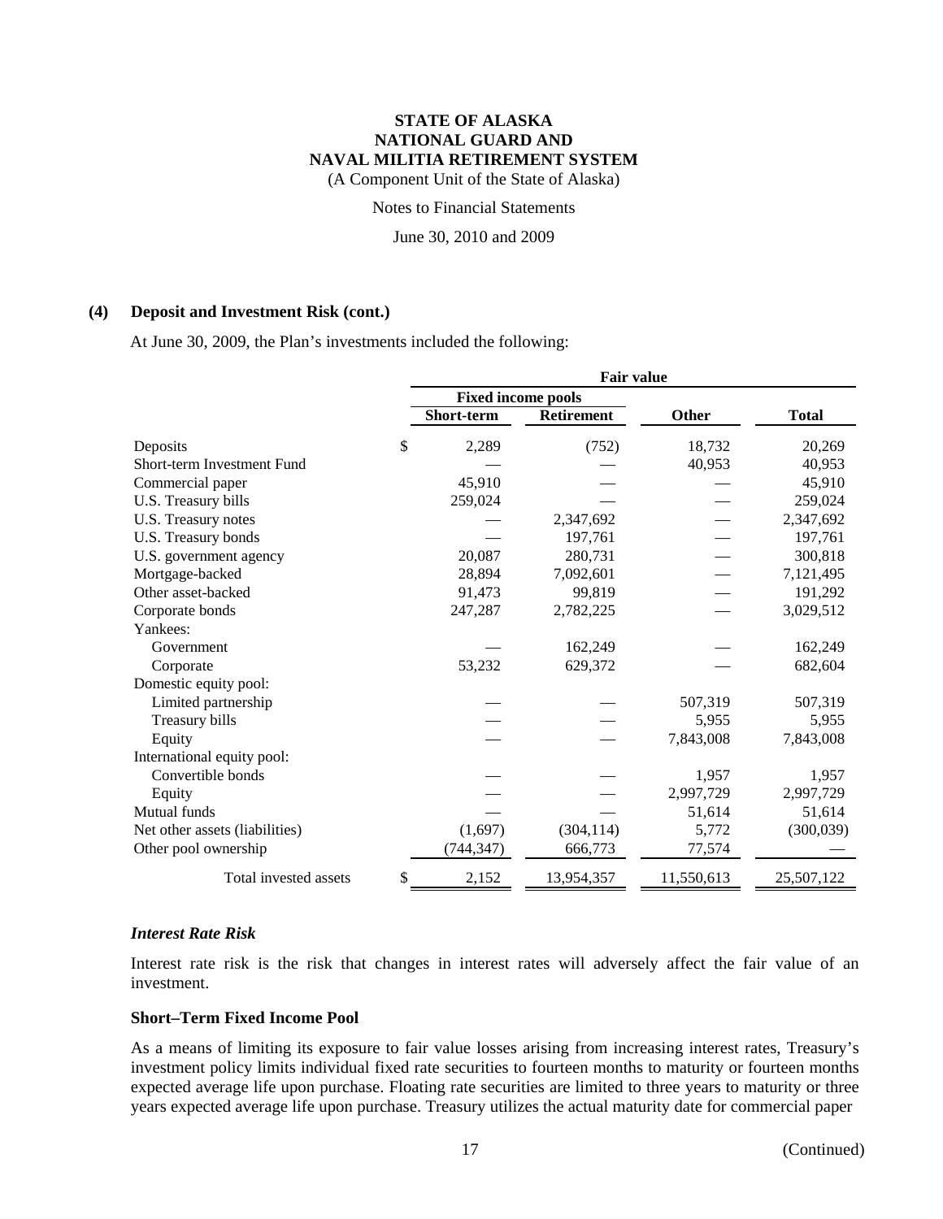**(4) Deposit and Investment Risk (cont.)**

At June 30, 2009, the Plan's investments included the following:

| | Fair value | | | |
|---|---|---|---|---|
| | Fixed income pools | | | |
| | Short-term | Retirement | Other | Total |
| Deposits | $ 2,289 | (752) | 18,732 | 20,269 |
| Short-term Investment Fund | — | — | 40,953 | 40,953 |
| Commercial paper | 45,910 | — | — | 45,910 |
| U.S. Treasury bills | 259,024 | — | — | 259,024 |
| U.S. Treasury notes | — | 2,347,692 | — | 2,347,692 |
| U.S. Treasury bonds | — | 197,761 | — | 197,761 |
| U.S. government agency | 20,087 | 280,731 | — | 300,818 |
| Mortgage-backed | 28,894 | 7,092,601 | — | 7,121,495 |
| Other asset-backed | 91,473 | 99,819 | — | 191,292 |
| Corporate bonds | 247,287 | 2,782,225 | — | 3,029,512 |
| Yankees: | | | | |
| Government | — | 162,249 | — | 162,249 |
| Corporate | 53,232 | 629,372 | — | 682,604 |
| Domestic equity pool: | | | | |
| Limited partnership | — | — | 507,319 | 507,319 |
| Treasury bills | — | — | 5,955 | 5,955 |
| Equity | — | — | 7,843,008 | 7,843,008 |
| International equity pool: | | | | |
| Convertible bonds | — | — | 1,957 | 1,957 |
| Equity | — | — | 2,997,729 | 2,997,729 |
| Mutual funds | — | — | 51,614 | 51,614 |
| Net other assets (liabilities) | (1,697) | (304,114) | 5,772 | (300,039) |
| Other pool ownership | (744,347) | 666,773 | 77,574 | — |
| Total invested assets | $ 2,152 | 13,954,357 | 11,550,613 | 25,507,122 |

### *Interest Rate Risk*

Interest rate risk is the risk that changes in interest rates will adversely affect the fair value of an investment.

**Short–Term Fixed Income Pool**

As a means of limiting its exposure to fair value losses arising from increasing interest rates, Treasury's investment policy limits individual fixed rate securities to fourteen months to maturity or fourteen months expected average life upon purchase. Floating rate securities are limited to three years to maturity or three years expected average life upon purchase. Treasury utilizes the actual maturity date for commercial paper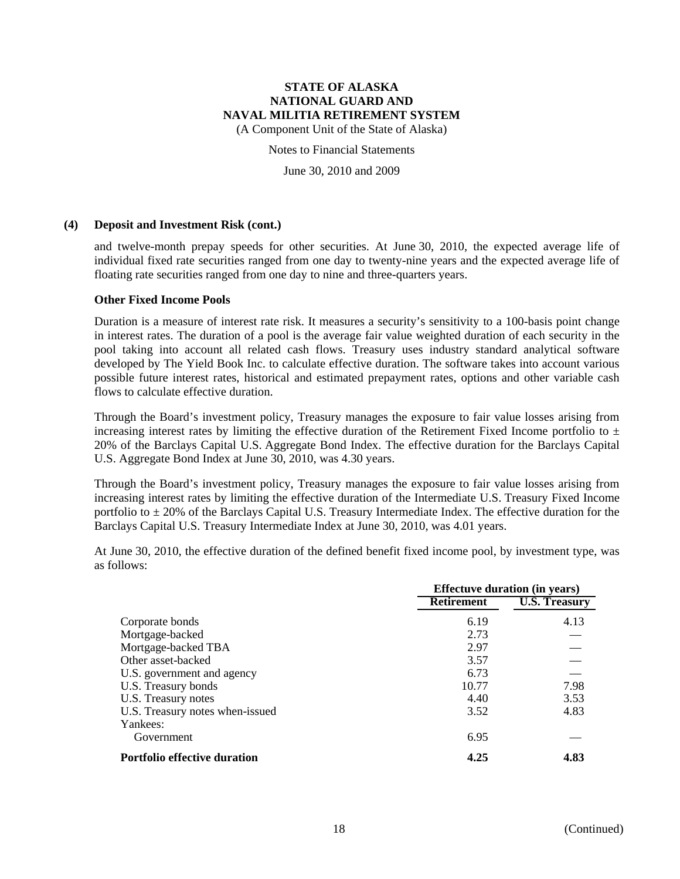**(4) Deposit and Investment Risk (cont.)**

and twelve-month prepay speeds for other securities. At June 30, 2010, the expected average life of individual fixed rate securities ranged from one day to twenty-nine years and the expected average life of floating rate securities ranged from one day to nine and three-quarters years.

**Other Fixed Income Pools**

Duration is a measure of interest rate risk. It measures a security's sensitivity to a 100-basis point change in interest rates. The duration of a pool is the average fair value weighted duration of each security in the pool taking into account all related cash flows. Treasury uses industry standard analytical software developed by The Yield Book Inc. to calculate effective duration. The software takes into account various possible future interest rates, historical and estimated prepayment rates, options and other variable cash flows to calculate effective duration.

Through the Board's investment policy, Treasury manages the exposure to fair value losses arising from increasing interest rates by limiting the effective duration of the Retirement Fixed Income portfolio to ± 20% of the Barclays Capital U.S. Aggregate Bond Index. The effective duration for the Barclays Capital U.S. Aggregate Bond Index at June 30, 2010, was 4.30 years.

Through the Board's investment policy, Treasury manages the exposure to fair value losses arising from increasing interest rates by limiting the effective duration of the Intermediate U.S. Treasury Fixed Income portfolio to ± 20% of the Barclays Capital U.S. Treasury Intermediate Index. The effective duration for the Barclays Capital U.S. Treasury Intermediate Index at June 30, 2010, was 4.01 years.

At June 30, 2010, the effective duration of the defined benefit fixed income pool, by investment type, was as follows:

| | Effectuve duration (in years) | |
|---|---|---|
| | **Retirement** | **U.S. Treasury** |
| Corporate bonds | 6.19 | 4.13 |
| Mortgage-backed | 2.73 | — |
| Mortgage-backed TBA | 2.97 | — |
| Other asset-backed | 3.57 | — |
| U.S. government and agency | 6.73 | — |
| U.S. Treasury bonds | 10.77 | 7.98 |
| U.S. Treasury notes | 4.40 | 3.53 |
| U.S. Treasury notes when-issued | 3.52 | 4.83 |
| Yankees: | | |
| Government | 6.95 | — |
| **Portfolio effective duration** | **4.25** | **4.83** |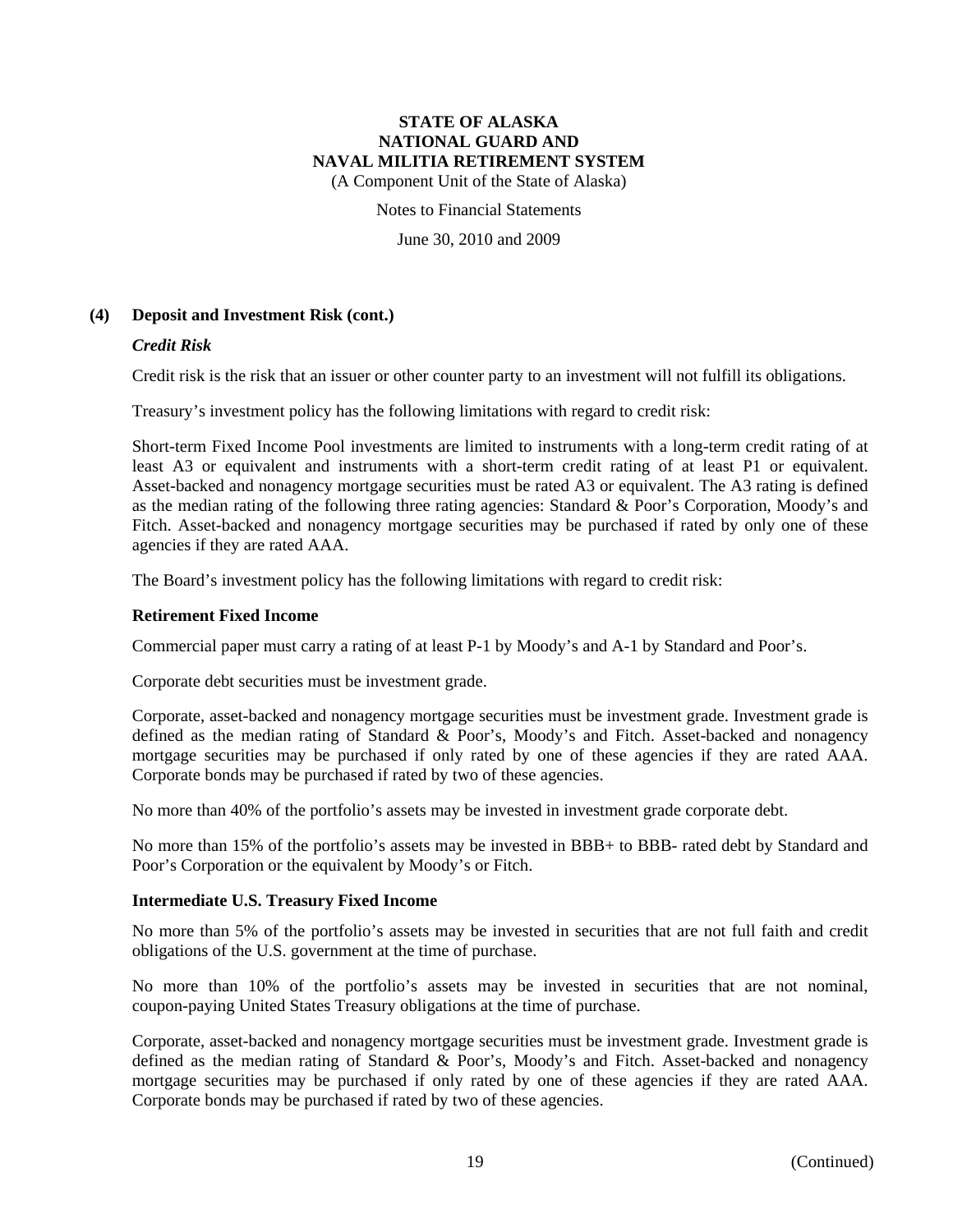## (4) Deposit and Investment Risk (cont.)

### *Credit Risk*

Credit risk is the risk that an issuer or other counter party to an investment will not fulfill its obligations.

Treasury's investment policy has the following limitations with regard to credit risk:

Short-term Fixed Income Pool investments are limited to instruments with a long-term credit rating of at least A3 or equivalent and instruments with a short-term credit rating of at least P1 or equivalent. Asset-backed and nonagency mortgage securities must be rated A3 or equivalent. The A3 rating is defined as the median rating of the following three rating agencies: Standard & Poor's Corporation, Moody's and Fitch. Asset-backed and nonagency mortgage securities may be purchased if rated by only one of these agencies if they are rated AAA.

The Board's investment policy has the following limitations with regard to credit risk:

**Retirement Fixed Income**

Commercial paper must carry a rating of at least P-1 by Moody's and A-1 by Standard and Poor's.

Corporate debt securities must be investment grade.

Corporate, asset-backed and nonagency mortgage securities must be investment grade. Investment grade is defined as the median rating of Standard & Poor's, Moody's and Fitch. Asset-backed and nonagency mortgage securities may be purchased if only rated by one of these agencies if they are rated AAA. Corporate bonds may be purchased if rated by two of these agencies.

No more than 40% of the portfolio's assets may be invested in investment grade corporate debt.

No more than 15% of the portfolio's assets may be invested in BBB+ to BBB- rated debt by Standard and Poor's Corporation or the equivalent by Moody's or Fitch.

**Intermediate U.S. Treasury Fixed Income**

No more than 5% of the portfolio's assets may be invested in securities that are not full faith and credit obligations of the U.S. government at the time of purchase.

No more than 10% of the portfolio's assets may be invested in securities that are not nominal, coupon-paying United States Treasury obligations at the time of purchase.

Corporate, asset-backed and nonagency mortgage securities must be investment grade. Investment grade is defined as the median rating of Standard & Poor's, Moody's and Fitch. Asset-backed and nonagency mortgage securities may be purchased if only rated by one of these agencies if they are rated AAA. Corporate bonds may be purchased if rated by two of these agencies.

(Continued)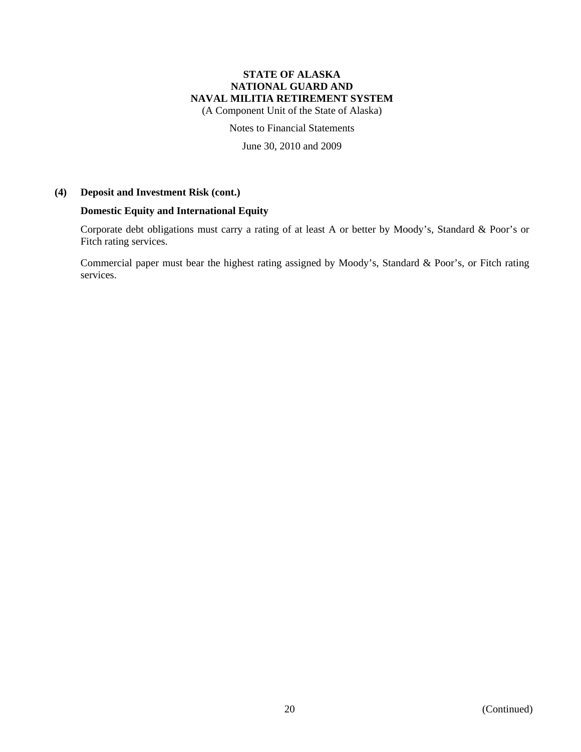## (4) Deposit and Investment Risk (cont.)

### Domestic Equity and International Equity

Corporate debt obligations must carry a rating of at least A or better by Moody's, Standard & Poor's or Fitch rating services.

Commercial paper must bear the highest rating assigned by Moody's, Standard & Poor's, or Fitch rating services.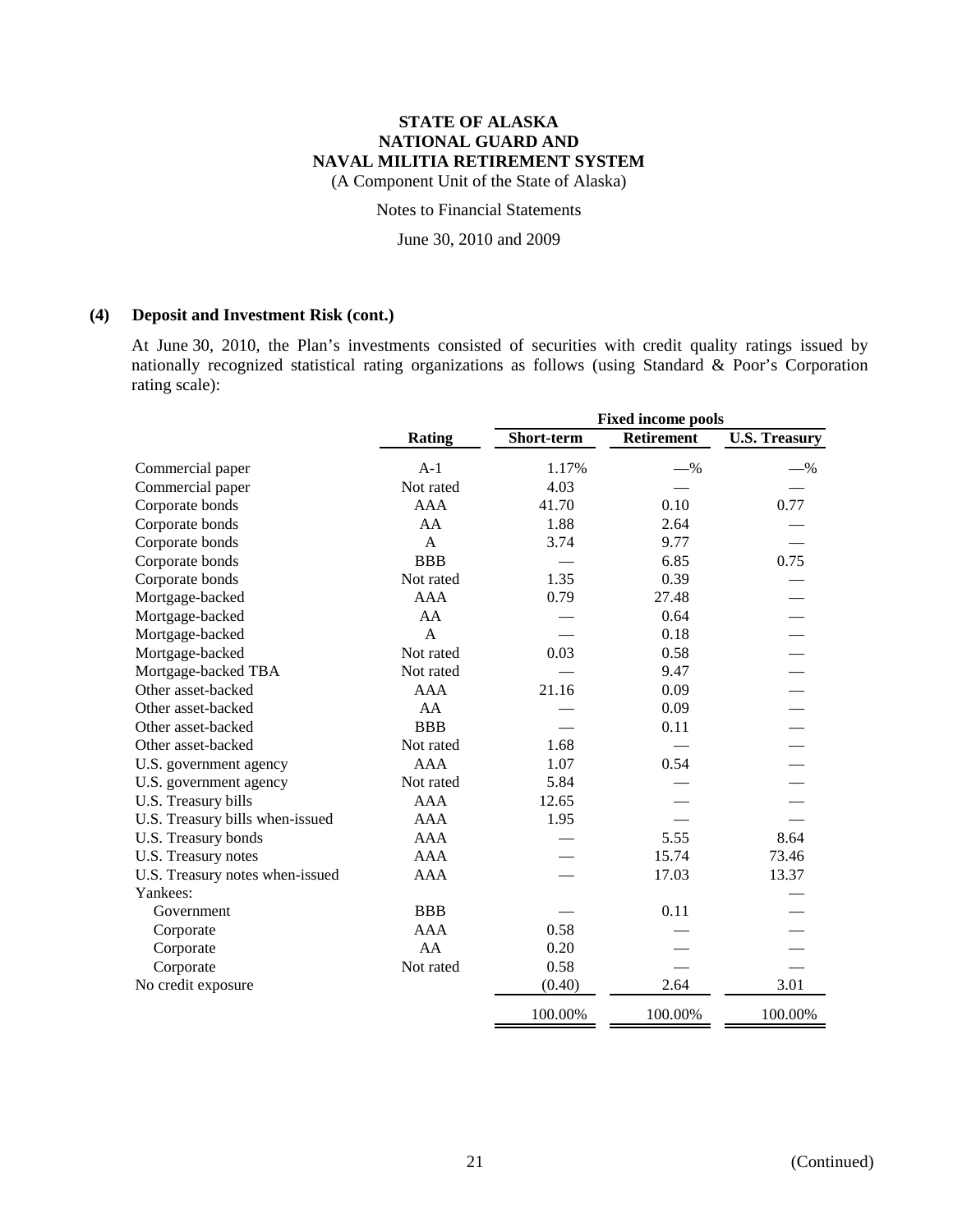# STATE OF ALASKA
# NATIONAL GUARD AND
# NAVAL MILITIA RETIREMENT SYSTEM

(A Component Unit of the State of Alaska)

Notes to Financial Statements

June 30, 2010 and 2009

## (4) Deposit and Investment Risk (cont.)

At June 30, 2010, the Plan's investments consisted of securities with credit quality ratings issued by nationally recognized statistical rating organizations as follows (using Standard & Poor's Corporation rating scale):

| | | Fixed income pools | | |
|---|---|---|---|---|
| | Rating | Short-term | Retirement | U.S. Treasury |
| Commercial paper | A-1 | 1.17% | —% | —% |
| Commercial paper | Not rated | 4.03 | — | — |
| Corporate bonds | AAA | 41.70 | 0.10 | 0.77 |
| Corporate bonds | AA | 1.88 | 2.64 | — |
| Corporate bonds | A | 3.74 | 9.77 | — |
| Corporate bonds | BBB | — | 6.85 | 0.75 |
| Corporate bonds | Not rated | 1.35 | 0.39 | — |
| Mortgage-backed | AAA | 0.79 | 27.48 | — |
| Mortgage-backed | AA | — | 0.64 | — |
| Mortgage-backed | A | — | 0.18 | — |
| Mortgage-backed | Not rated | 0.03 | 0.58 | — |
| Mortgage-backed TBA | Not rated | — | 9.47 | — |
| Other asset-backed | AAA | 21.16 | 0.09 | — |
| Other asset-backed | AA | — | 0.09 | — |
| Other asset-backed | BBB | — | 0.11 | — |
| Other asset-backed | Not rated | 1.68 | — | — |
| U.S. government agency | AAA | 1.07 | 0.54 | — |
| U.S. government agency | Not rated | 5.84 | — | — |
| U.S. Treasury bills | AAA | 12.65 | — | — |
| U.S. Treasury bills when-issued | AAA | 1.95 | — | — |
| U.S. Treasury bonds | AAA | — | 5.55 | 8.64 |
| U.S. Treasury notes | AAA | — | 15.74 | 73.46 |
| U.S. Treasury notes when-issued | AAA | — | 17.03 | 13.37 |
| Yankees: | | | | — |
| Government | BBB | — | 0.11 | — |
| Corporate | AAA | 0.58 | — | — |
| Corporate | AA | 0.20 | — | — |
| Corporate | Not rated | 0.58 | — | — |
| No credit exposure | | (0.40) | 2.64 | 3.01 |
| | | 100.00% | 100.00% | 100.00% |

(Continued)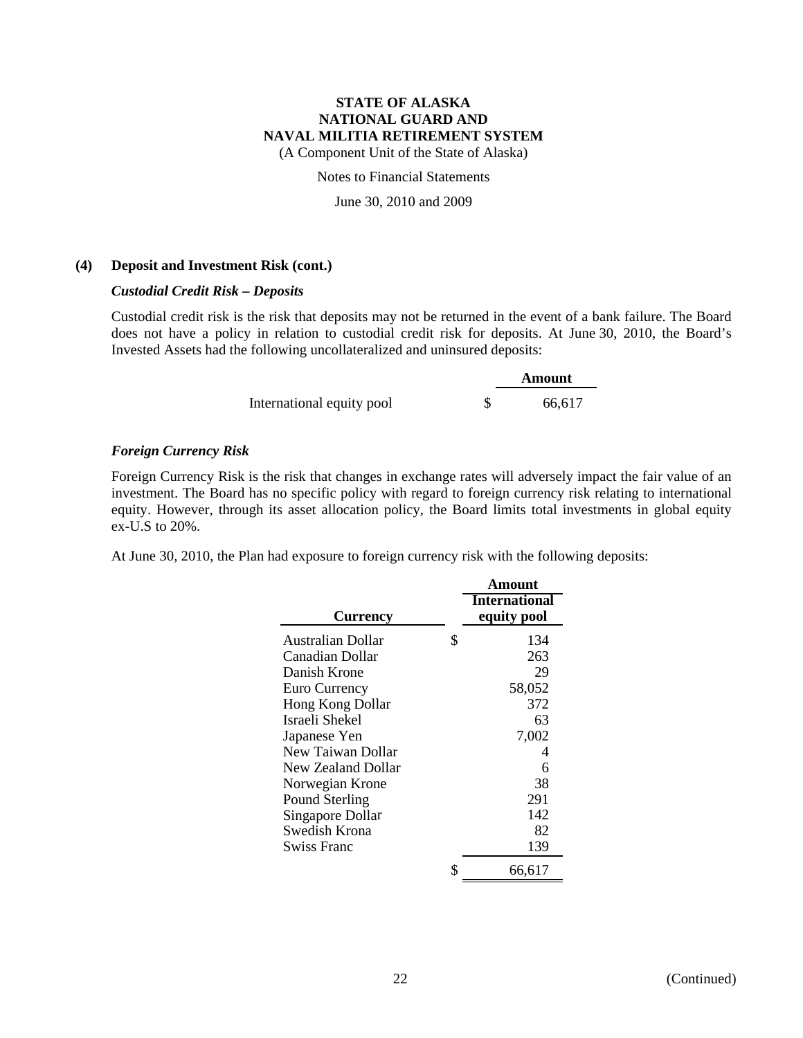**STATE OF ALASKA**
**NATIONAL GUARD AND**
**NAVAL MILITIA RETIREMENT SYSTEM**
(A Component Unit of the State of Alaska)

Notes to Financial Statements

June 30, 2010 and 2009

**(4) Deposit and Investment Risk (cont.)**

***Custodial Credit Risk – Deposits***

Custodial credit risk is the risk that deposits may not be returned in the event of a bank failure. The Board does not have a policy in relation to custodial credit risk for deposits. At June 30, 2010, the Board's Invested Assets had the following uncollateralized and uninsured deposits:

| | Amount |
|---|---|
| International equity pool | $ 66,617 |

***Foreign Currency Risk***

Foreign Currency Risk is the risk that changes in exchange rates will adversely impact the fair value of an investment. The Board has no specific policy with regard to foreign currency risk relating to international equity. However, through its asset allocation policy, the Board limits total investments in global equity ex-U.S to 20%.

At June 30, 2010, the Plan had exposure to foreign currency risk with the following deposits:

| Currency | Amount International equity pool |
|---|---|
| Australian Dollar | $ 134 |
| Canadian Dollar | 263 |
| Danish Krone | 29 |
| Euro Currency | 58,052 |
| Hong Kong Dollar | 372 |
| Israeli Shekel | 63 |
| Japanese Yen | 7,002 |
| New Taiwan Dollar | 4 |
| New Zealand Dollar | 6 |
| Norwegian Krone | 38 |
| Pound Sterling | 291 |
| Singapore Dollar | 142 |
| Swedish Krona | 82 |
| Swiss Franc | 139 |
| | $ 66,617 |

(Continued)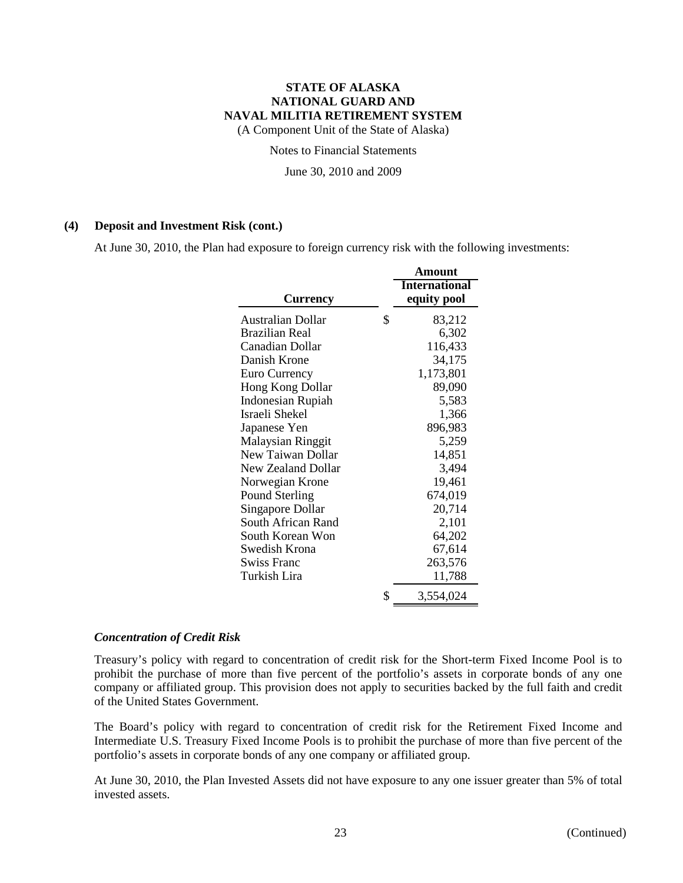**STATE OF ALASKA**
**NATIONAL GUARD AND**
**NAVAL MILITIA RETIREMENT SYSTEM**
(A Component Unit of the State of Alaska)

Notes to Financial Statements

June 30, 2010 and 2009

**(4) Deposit and Investment Risk (cont.)**

At June 30, 2010, the Plan had exposure to foreign currency risk with the following investments:

| Currency | Amount International equity pool |
|---|---|
| Australian Dollar | $ 83,212 |
| Brazilian Real | 6,302 |
| Canadian Dollar | 116,433 |
| Danish Krone | 34,175 |
| Euro Currency | 1,173,801 |
| Hong Kong Dollar | 89,090 |
| Indonesian Rupiah | 5,583 |
| Israeli Shekel | 1,366 |
| Japanese Yen | 896,983 |
| Malaysian Ringgit | 5,259 |
| New Taiwan Dollar | 14,851 |
| New Zealand Dollar | 3,494 |
| Norwegian Krone | 19,461 |
| Pound Sterling | 674,019 |
| Singapore Dollar | 20,714 |
| South African Rand | 2,101 |
| South Korean Won | 64,202 |
| Swedish Krona | 67,614 |
| Swiss Franc | 263,576 |
| Turkish Lira | 11,788 |
| | $ 3,554,024 |

***Concentration of Credit Risk***

Treasury's policy with regard to concentration of credit risk for the Short-term Fixed Income Pool is to prohibit the purchase of more than five percent of the portfolio's assets in corporate bonds of any one company or affiliated group. This provision does not apply to securities backed by the full faith and credit of the United States Government.

The Board's policy with regard to concentration of credit risk for the Retirement Fixed Income and Intermediate U.S. Treasury Fixed Income Pools is to prohibit the purchase of more than five percent of the portfolio's assets in corporate bonds of any one company or affiliated group.

At June 30, 2010, the Plan Invested Assets did not have exposure to any one issuer greater than 5% of total invested assets.

(Continued)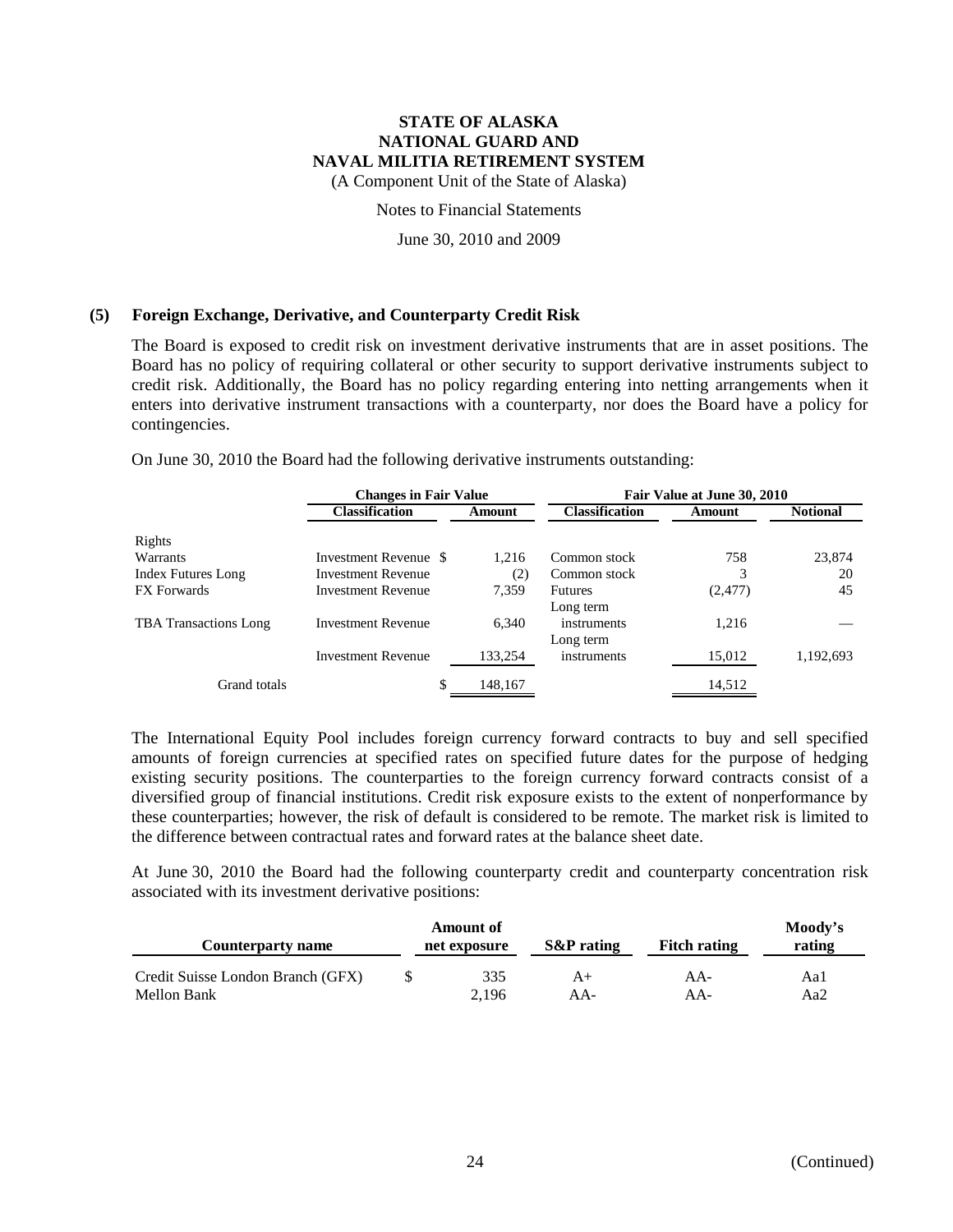# STATE OF ALASKA
# NATIONAL GUARD AND
# NAVAL MILITIA RETIREMENT SYSTEM

(A Component Unit of the State of Alaska)

Notes to Financial Statements

June 30, 2010 and 2009

## (5) Foreign Exchange, Derivative, and Counterparty Credit Risk

The Board is exposed to credit risk on investment derivative instruments that are in asset positions. The Board has no policy of requiring collateral or other security to support derivative instruments subject to credit risk. Additionally, the Board has no policy regarding entering into netting arrangements when it enters into derivative instrument transactions with a counterparty, nor does the Board have a policy for contingencies.

On June 30, 2010 the Board had the following derivative instruments outstanding:

| | Changes in Fair Value | | Fair Value at June 30, 2010 | | |
|---|---|---|---|---|---|
| | **Classification** | **Amount** | **Classification** | **Amount** | **Notional** |
| Rights | | | | | |
| Warrants | Investment Revenue | $ 1,216 | Common stock | 758 | 23,874 |
| Index Futures Long | Investment Revenue | (2) | Common stock | 3 | 20 |
| FX Forwards | Investment Revenue | 7,359 | Futures | (2,477) | 45 |
| TBA Transactions Long | Investment Revenue | 6,340 | Long term instruments | 1,216 | — |
| | Investment Revenue | 133,254 | Long term instruments | 15,012 | 1,192,693 |
| Grand totals | | $ 148,167 | | 14,512 | |

The International Equity Pool includes foreign currency forward contracts to buy and sell specified amounts of foreign currencies at specified rates on specified future dates for the purpose of hedging existing security positions. The counterparties to the foreign currency forward contracts consist of a diversified group of financial institutions. Credit risk exposure exists to the extent of nonperformance by these counterparties; however, the risk of default is considered to be remote. The market risk is limited to the difference between contractual rates and forward rates at the balance sheet date.

At June 30, 2010 the Board had the following counterparty credit and counterparty concentration risk associated with its investment derivative positions:

| Counterparty name | Amount of net exposure | S&P rating | Fitch rating | Moody's rating |
|---|---|---|---|---|
| Credit Suisse London Branch (GFX) | $ 335 | A+ | AA- | Aa1 |
| Mellon Bank | 2,196 | AA- | AA- | Aa2 |

(Continued)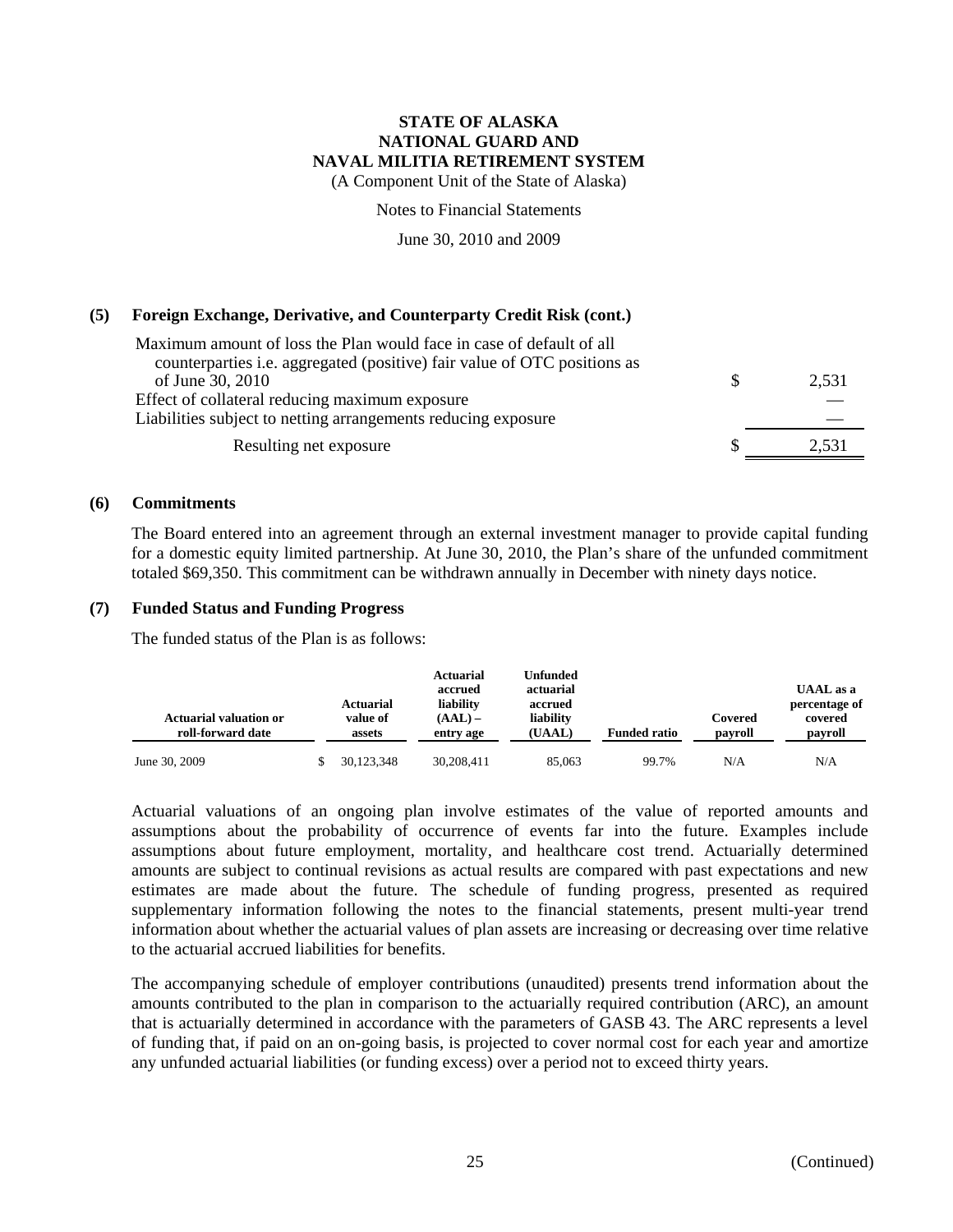## (5) Foreign Exchange, Derivative, and Counterparty Credit Risk (cont.)

| | |
|---|---|
| Maximum amount of loss the Plan would face in case of default of all counterparties i.e. aggregated (positive) fair value of OTC positions as of June 30, 2010 | $ 2,531 |
| Effect of collateral reducing maximum exposure | — |
| Liabilities subject to netting arrangements reducing exposure | — |
| Resulting net exposure | $ 2,531 |

## (6) Commitments

The Board entered into an agreement through an external investment manager to provide capital funding for a domestic equity limited partnership. At June 30, 2010, the Plan's share of the unfunded commitment totaled $69,350. This commitment can be withdrawn annually in December with ninety days notice.

## (7) Funded Status and Funding Progress

The funded status of the Plan is as follows:

| Actuarial valuation or roll-forward date | Actuarial value of assets | Actuarial accrued liability (AAL) – entry age | Unfunded actuarial accrued liability (UAAL) | Funded ratio | Covered payroll | UAAL as a percentage of covered payroll |
|---|---|---|---|---|---|---|
| June 30, 2009 | $ 30,123,348 | 30,208,411 | 85,063 | 99.7% | N/A | N/A |

Actuarial valuations of an ongoing plan involve estimates of the value of reported amounts and assumptions about the probability of occurrence of events far into the future. Examples include assumptions about future employment, mortality, and healthcare cost trend. Actuarially determined amounts are subject to continual revisions as actual results are compared with past expectations and new estimates are made about the future. The schedule of funding progress, presented as required supplementary information following the notes to the financial statements, present multi-year trend information about whether the actuarial values of plan assets are increasing or decreasing over time relative to the actuarial accrued liabilities for benefits.

The accompanying schedule of employer contributions (unaudited) presents trend information about the amounts contributed to the plan in comparison to the actuarially required contribution (ARC), an amount that is actuarially determined in accordance with the parameters of GASB 43. The ARC represents a level of funding that, if paid on an on-going basis, is projected to cover normal cost for each year and amortize any unfunded actuarial liabilities (or funding excess) over a period not to exceed thirty years.

(Continued)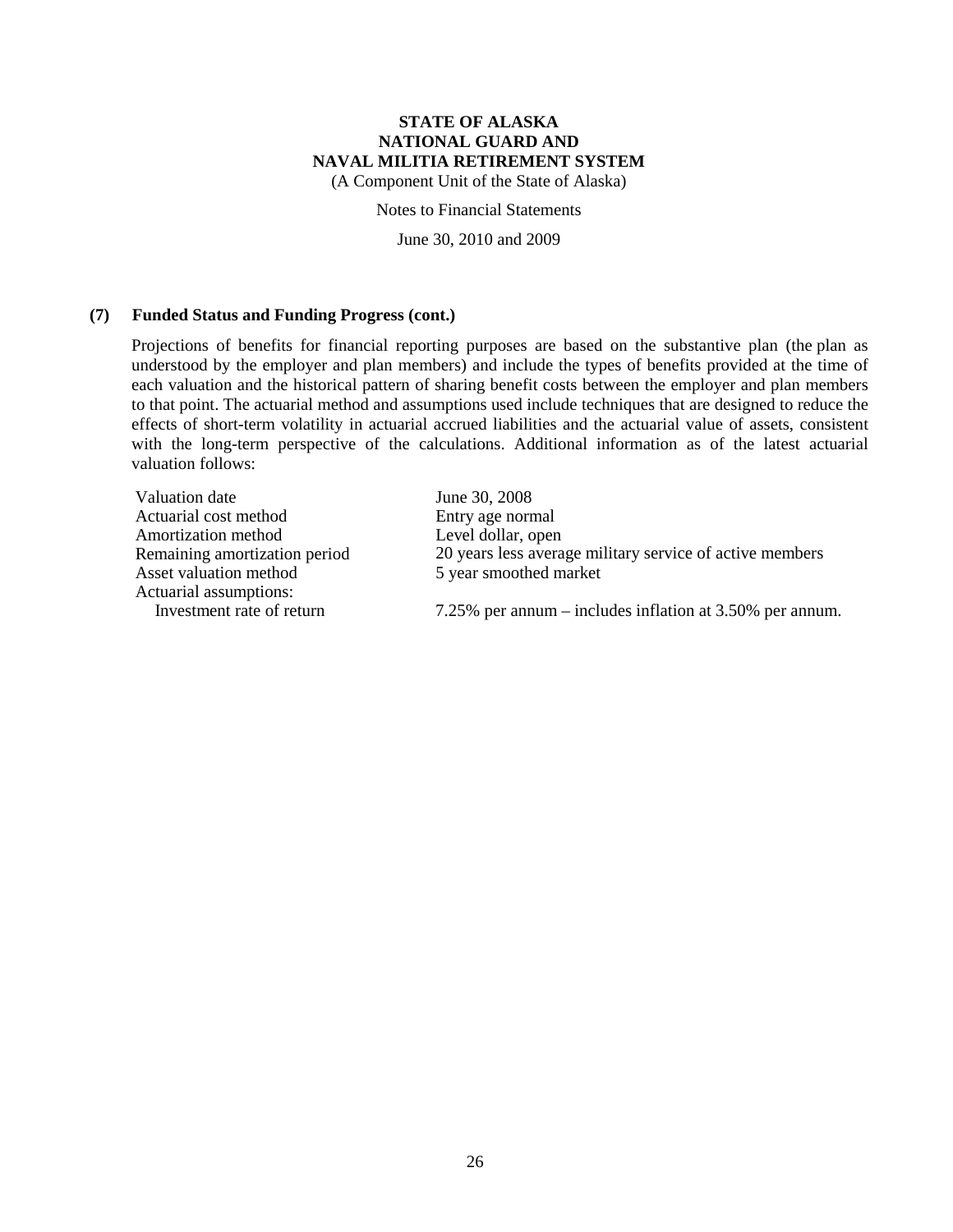### (7) Funded Status and Funding Progress (cont.)

Projections of benefits for financial reporting purposes are based on the substantive plan (the plan as understood by the employer and plan members) and include the types of benefits provided at the time of each valuation and the historical pattern of sharing benefit costs between the employer and plan members to that point. The actuarial method and assumptions used include techniques that are designed to reduce the effects of short-term volatility in actuarial accrued liabilities and the actuarial value of assets, consistent with the long-term perspective of the calculations. Additional information as of the latest actuarial valuation follows:

| | |
|---|---|
| Valuation date | June 30, 2008 |
| Actuarial cost method | Entry age normal |
| Amortization method | Level dollar, open |
| Remaining amortization period | 20 years less average military service of active members |
| Asset valuation method | 5 year smoothed market |
| Actuarial assumptions: | |
| Investment rate of return | 7.25% per annum – includes inflation at 3.50% per annum. |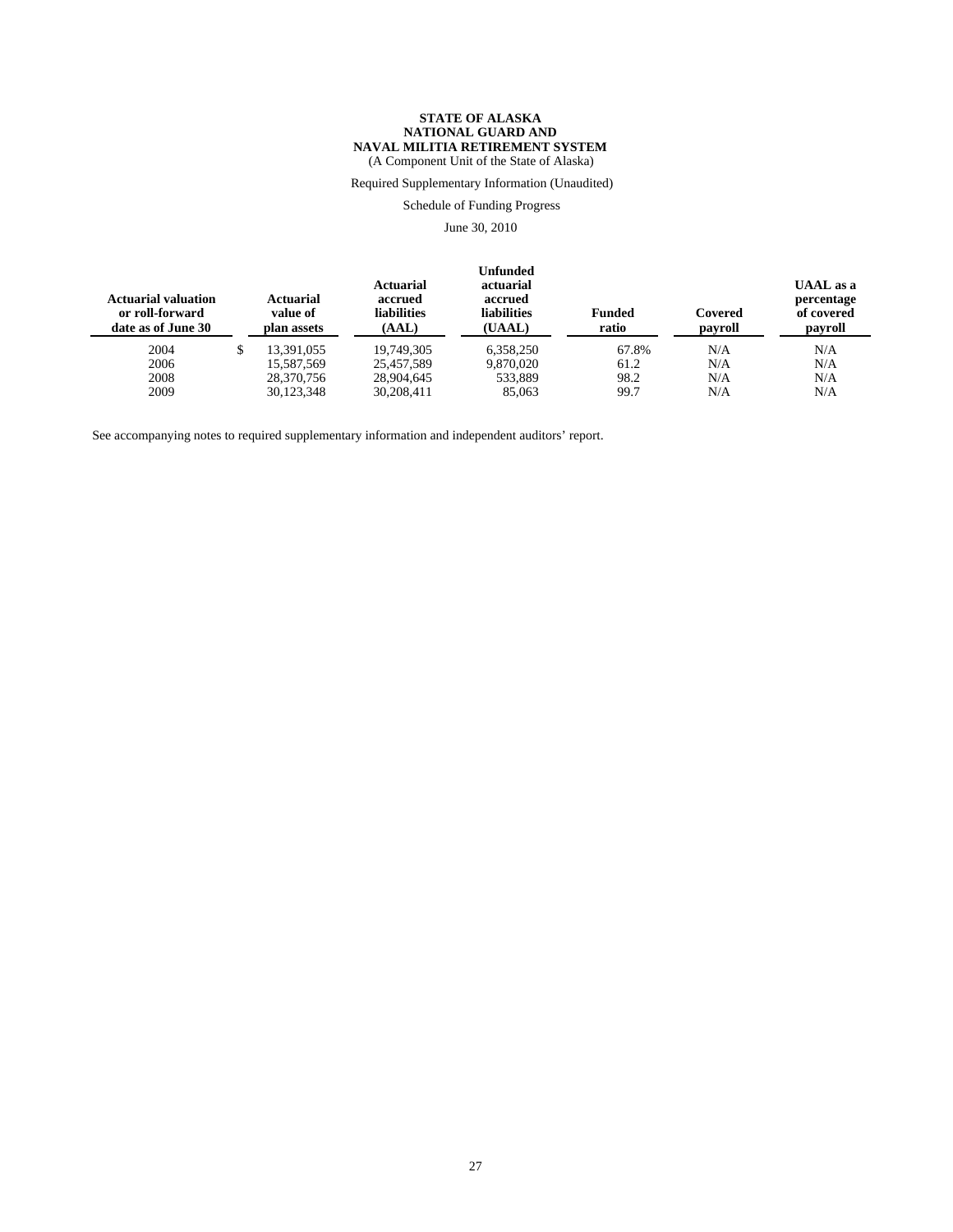**STATE OF ALASKA**
**NATIONAL GUARD AND**
**NAVAL MILITIA RETIREMENT SYSTEM**
(A Component Unit of the State of Alaska)

Required Supplementary Information (Unaudited)

Schedule of Funding Progress

June 30, 2010

| Actuarial valuation or roll-forward date as of June 30 | Actuarial value of plan assets | Actuarial accrued liabilities (AAL) | Unfunded actuarial accrued liabilities (UAAL) | Funded ratio | Covered payroll | UAAL as a percentage of covered payroll |
|---|---|---|---|---|---|---|
| 2004 | $ 13,391,055 | 19,749,305 | 6,358,250 | 67.8% | N/A | N/A |
| 2006 | 15,587,569 | 25,457,589 | 9,870,020 | 61.2 | N/A | N/A |
| 2008 | 28,370,756 | 28,904,645 | 533,889 | 98.2 | N/A | N/A |
| 2009 | 30,123,348 | 30,208,411 | 85,063 | 99.7 | N/A | N/A |

See accompanying notes to required supplementary information and independent auditors' report.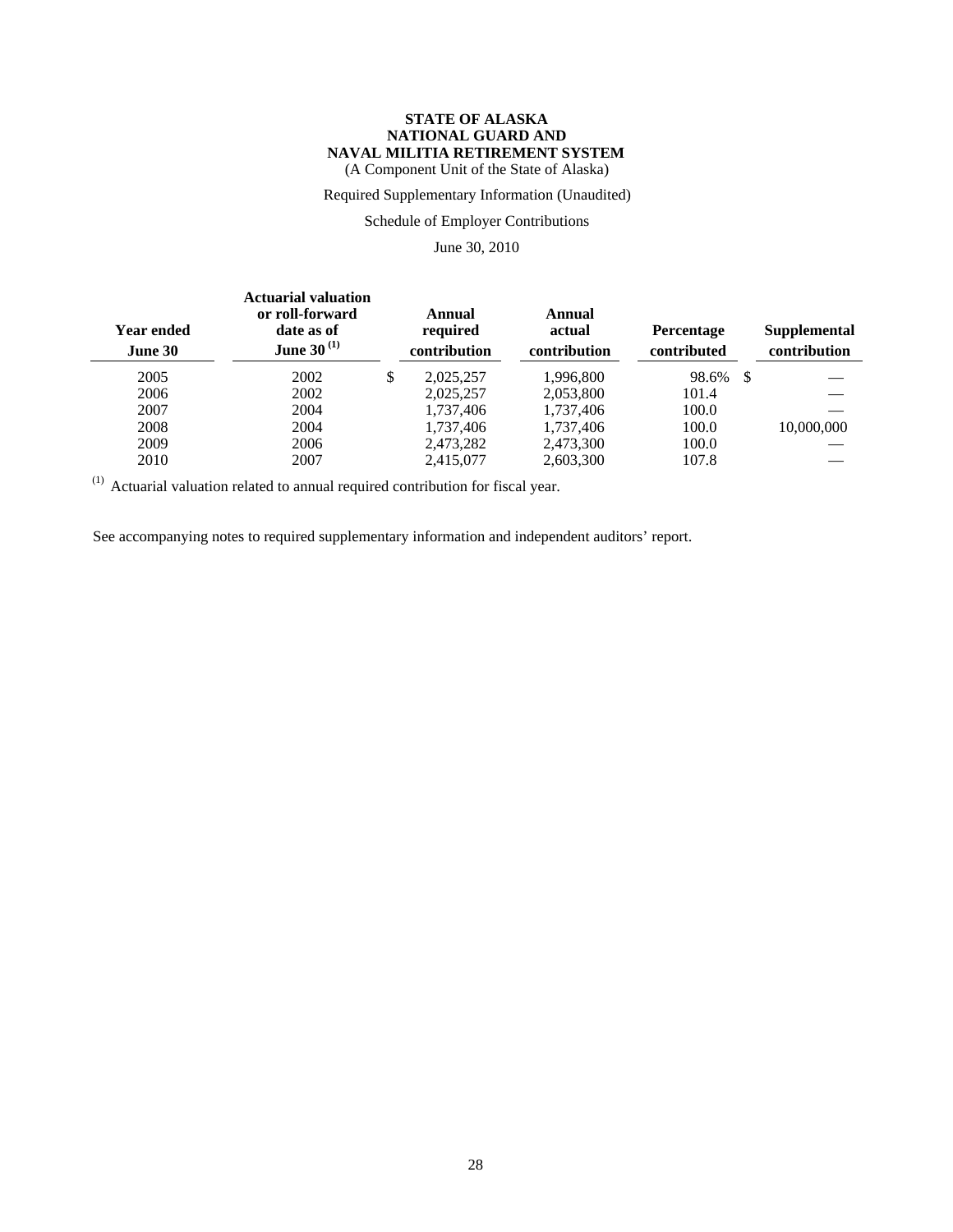**STATE OF ALASKA**
**NATIONAL GUARD AND**
**NAVAL MILITIA RETIREMENT SYSTEM**
(A Component Unit of the State of Alaska)

Required Supplementary Information (Unaudited)

Schedule of Employer Contributions

June 30, 2010

| Year ended June 30 | Actuarial valuation or roll-forward date as of June 30 (1) | Annual required contribution | Annual actual contribution | Percentage contributed | Supplemental contribution |
|---|---|---|---|---|---|
| 2005 | 2002 | $ 2,025,257 | 1,996,800 | 98.6% | $ — |
| 2006 | 2002 | 2,025,257 | 2,053,800 | 101.4 | — |
| 2007 | 2004 | 1,737,406 | 1,737,406 | 100.0 | — |
| 2008 | 2004 | 1,737,406 | 1,737,406 | 100.0 | 10,000,000 |
| 2009 | 2006 | 2,473,282 | 2,473,300 | 100.0 | — |
| 2010 | 2007 | 2,415,077 | 2,603,300 | 107.8 | — |

(1) Actuarial valuation related to annual required contribution for fiscal year.

See accompanying notes to required supplementary information and independent auditors' report.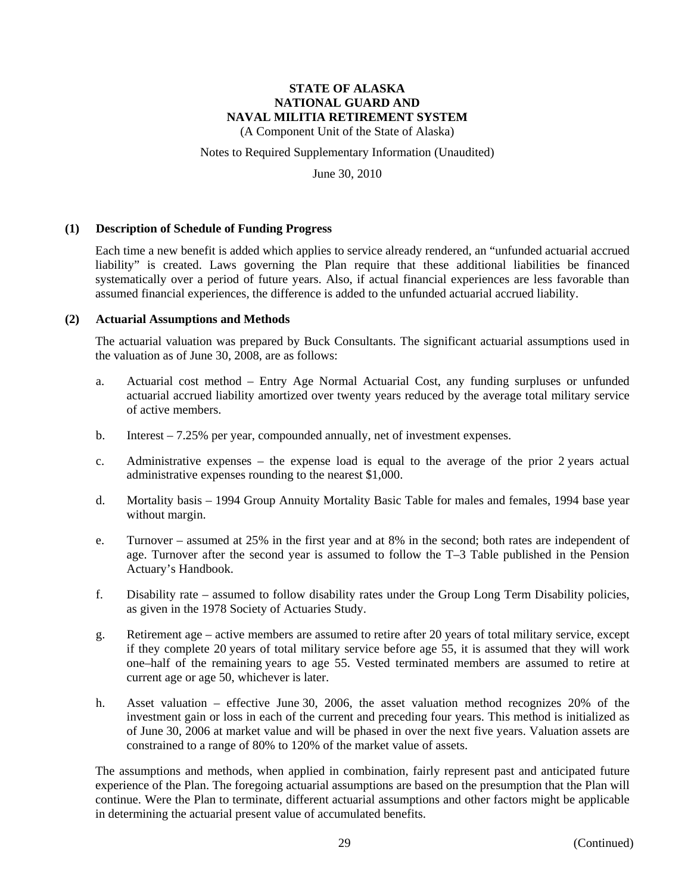# STATE OF ALASKA
# NATIONAL GUARD AND
# NAVAL MILITIA RETIREMENT SYSTEM

(A Component Unit of the State of Alaska)

Notes to Required Supplementary Information (Unaudited)

June 30, 2010

## (1) Description of Schedule of Funding Progress

Each time a new benefit is added which applies to service already rendered, an "unfunded actuarial accrued liability" is created. Laws governing the Plan require that these additional liabilities be financed systematically over a period of future years. Also, if actual financial experiences are less favorable than assumed financial experiences, the difference is added to the unfunded actuarial accrued liability.

## (2) Actuarial Assumptions and Methods

The actuarial valuation was prepared by Buck Consultants. The significant actuarial assumptions used in the valuation as of June 30, 2008, are as follows:

a. Actuarial cost method – Entry Age Normal Actuarial Cost, any funding surpluses or unfunded actuarial accrued liability amortized over twenty years reduced by the average total military service of active members.

b. Interest – 7.25% per year, compounded annually, net of investment expenses.

c. Administrative expenses – the expense load is equal to the average of the prior 2 years actual administrative expenses rounding to the nearest $1,000.

d. Mortality basis – 1994 Group Annuity Mortality Basic Table for males and females, 1994 base year without margin.

e. Turnover – assumed at 25% in the first year and at 8% in the second; both rates are independent of age. Turnover after the second year is assumed to follow the T–3 Table published in the Pension Actuary's Handbook.

f. Disability rate – assumed to follow disability rates under the Group Long Term Disability policies, as given in the 1978 Society of Actuaries Study.

g. Retirement age – active members are assumed to retire after 20 years of total military service, except if they complete 20 years of total military service before age 55, it is assumed that they will work one–half of the remaining years to age 55. Vested terminated members are assumed to retire at current age or age 50, whichever is later.

h. Asset valuation – effective June 30, 2006, the asset valuation method recognizes 20% of the investment gain or loss in each of the current and preceding four years. This method is initialized as of June 30, 2006 at market value and will be phased in over the next five years. Valuation assets are constrained to a range of 80% to 120% of the market value of assets.

The assumptions and methods, when applied in combination, fairly represent past and anticipated future experience of the Plan. The foregoing actuarial assumptions are based on the presumption that the Plan will continue. Were the Plan to terminate, different actuarial assumptions and other factors might be applicable in determining the actuarial present value of accumulated benefits.

(Continued)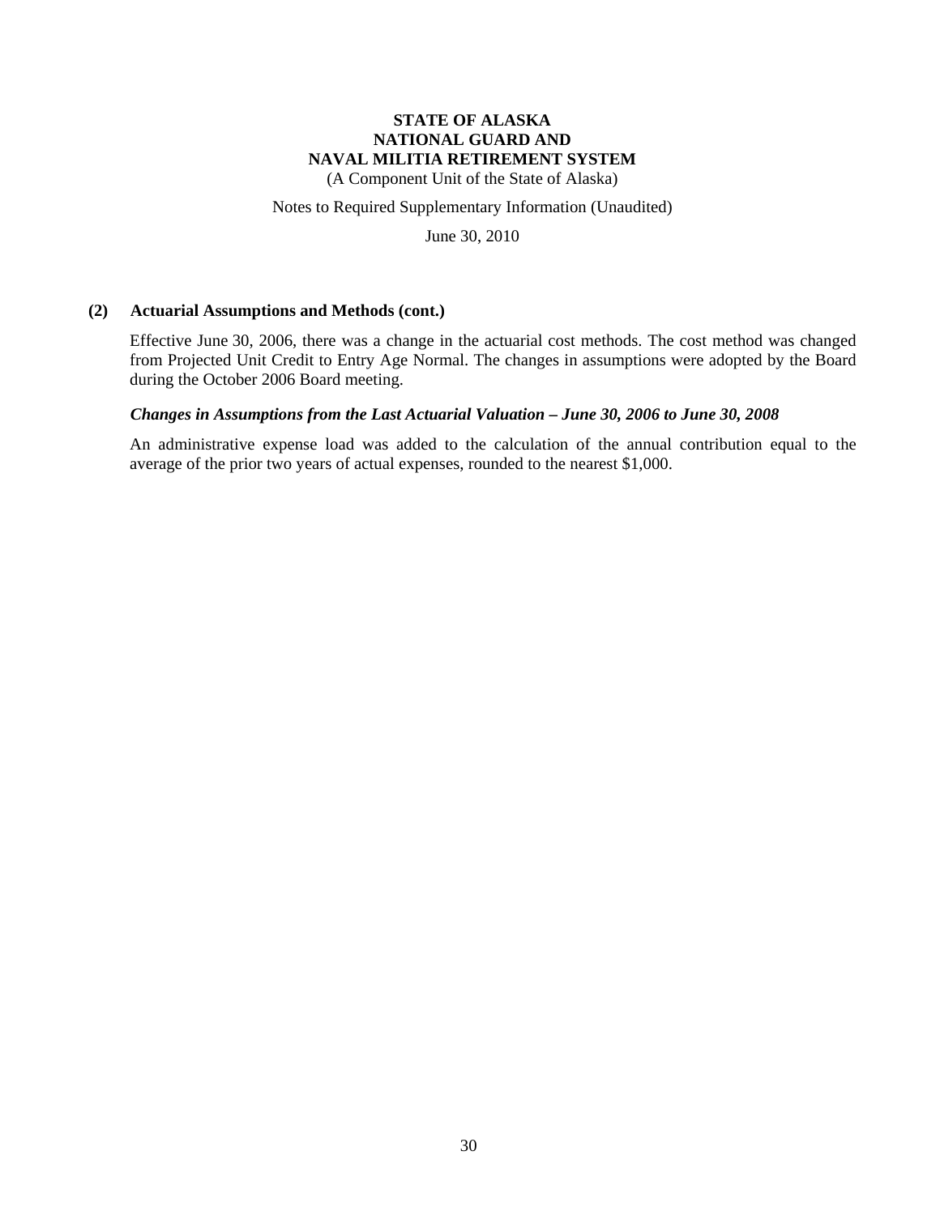**STATE OF ALASKA**
**NATIONAL GUARD AND**
**NAVAL MILITIA RETIREMENT SYSTEM**
(A Component Unit of the State of Alaska)

Notes to Required Supplementary Information (Unaudited)

June 30, 2010

**(2) Actuarial Assumptions and Methods (cont.)**

Effective June 30, 2006, there was a change in the actuarial cost methods. The cost method was changed from Projected Unit Credit to Entry Age Normal. The changes in assumptions were adopted by the Board during the October 2006 Board meeting.

***Changes in Assumptions from the Last Actuarial Valuation – June 30, 2006 to June 30, 2008***

An administrative expense load was added to the calculation of the annual contribution equal to the average of the prior two years of actual expenses, rounded to the nearest $1,000.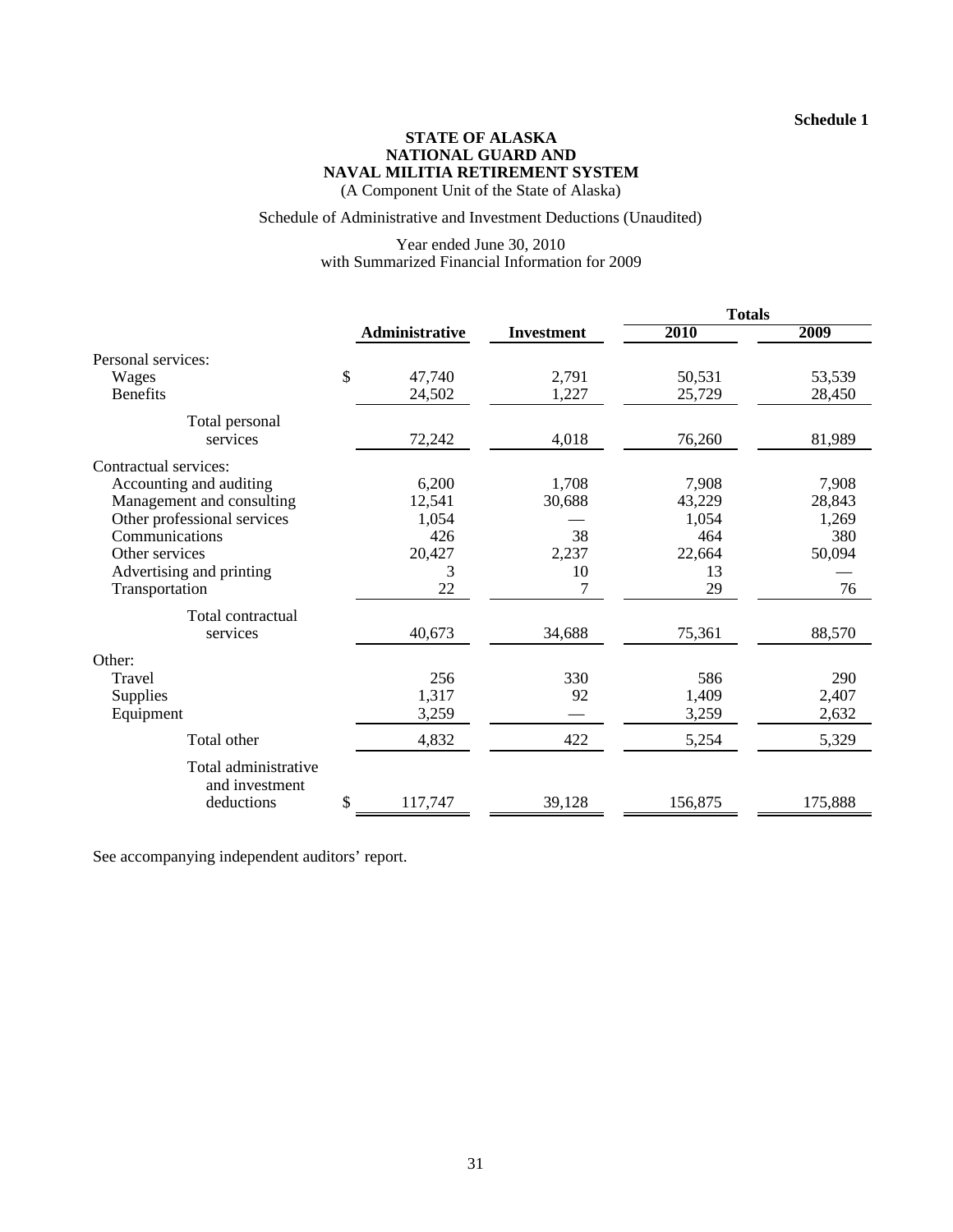**Schedule 1**

# STATE OF ALASKA
# NATIONAL GUARD AND
# NAVAL MILITIA RETIREMENT SYSTEM

(A Component Unit of the State of Alaska)

Schedule of Administrative and Investment Deductions (Unaudited)

Year ended June 30, 2010
with Summarized Financial Information for 2009

| | Administrative | Investment | Totals 2010 | Totals 2009 |
|---|---|---|---|---|
| Personal services: | | | | |
| Wages | $ 47,740 | 2,791 | 50,531 | 53,539 |
| Benefits | 24,502 | 1,227 | 25,729 | 28,450 |
| Total personal services | 72,242 | 4,018 | 76,260 | 81,989 |
| Contractual services: | | | | |
| Accounting and auditing | 6,200 | 1,708 | 7,908 | 7,908 |
| Management and consulting | 12,541 | 30,688 | 43,229 | 28,843 |
| Other professional services | 1,054 | — | 1,054 | 1,269 |
| Communications | 426 | 38 | 464 | 380 |
| Other services | 20,427 | 2,237 | 22,664 | 50,094 |
| Advertising and printing | 3 | 10 | 13 | — |
| Transportation | 22 | 7 | 29 | 76 |
| Total contractual services | 40,673 | 34,688 | 75,361 | 88,570 |
| Other: | | | | |
| Travel | 256 | 330 | 586 | 290 |
| Supplies | 1,317 | 92 | 1,409 | 2,407 |
| Equipment | 3,259 | — | 3,259 | 2,632 |
| Total other | 4,832 | 422 | 5,254 | 5,329 |
| Total administrative and investment deductions | $ 117,747 | 39,128 | 156,875 | 175,888 |

See accompanying independent auditors' report.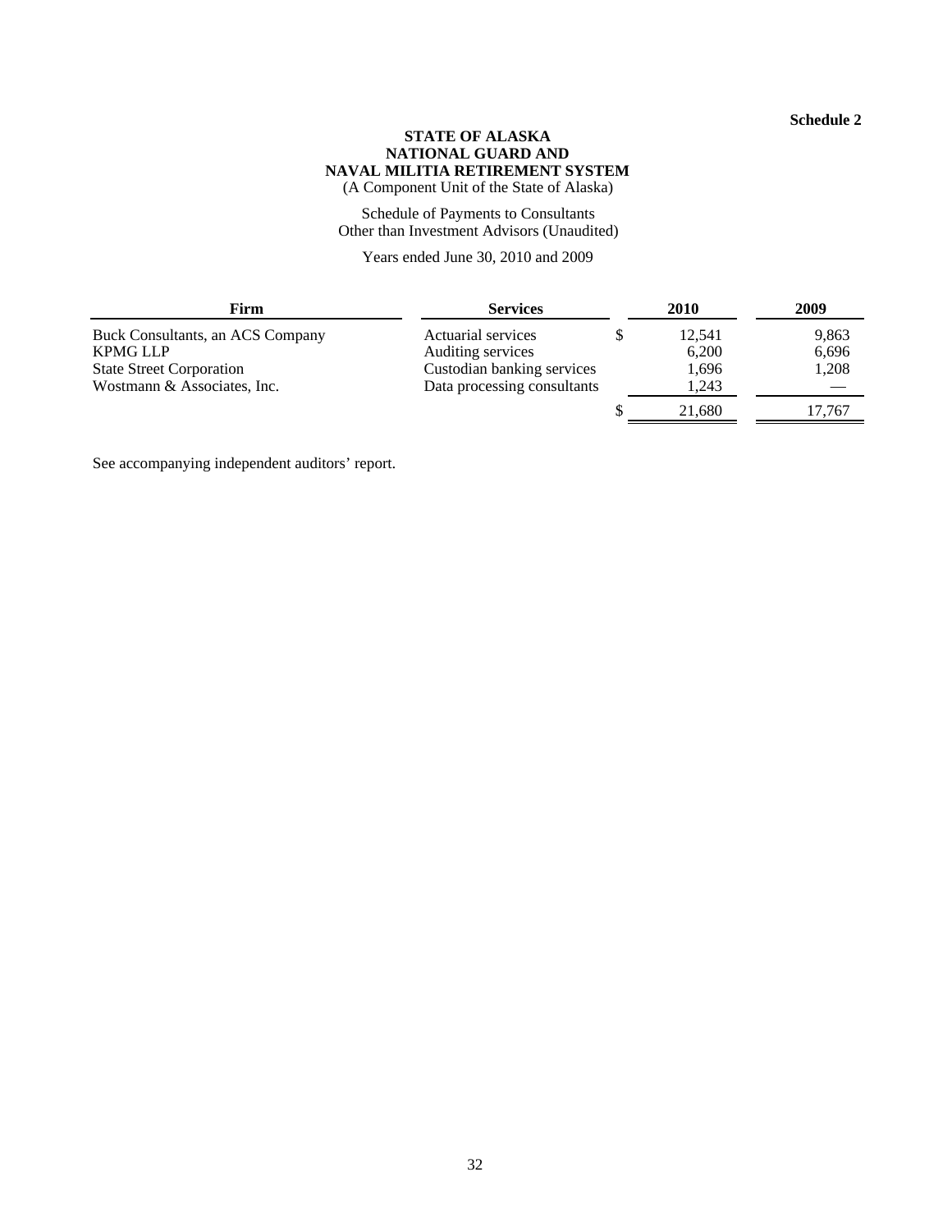**Schedule 2**

**STATE OF ALASKA**
**NATIONAL GUARD AND**
**NAVAL MILITIA RETIREMENT SYSTEM**
(A Component Unit of the State of Alaska)

Schedule of Payments to Consultants
Other than Investment Advisors (Unaudited)

Years ended June 30, 2010 and 2009

| Firm | Services | 2010 | 2009 |
|---|---|---|---|
| Buck Consultants, an ACS Company | Actuarial services | $ 12,541 | 9,863 |
| KPMG LLP | Auditing services | 6,200 | 6,696 |
| State Street Corporation | Custodian banking services | 1,696 | 1,208 |
| Wostmann & Associates, Inc. | Data processing consultants | 1,243 | — |
| | | $ 21,680 | 17,767 |

See accompanying independent auditors' report.